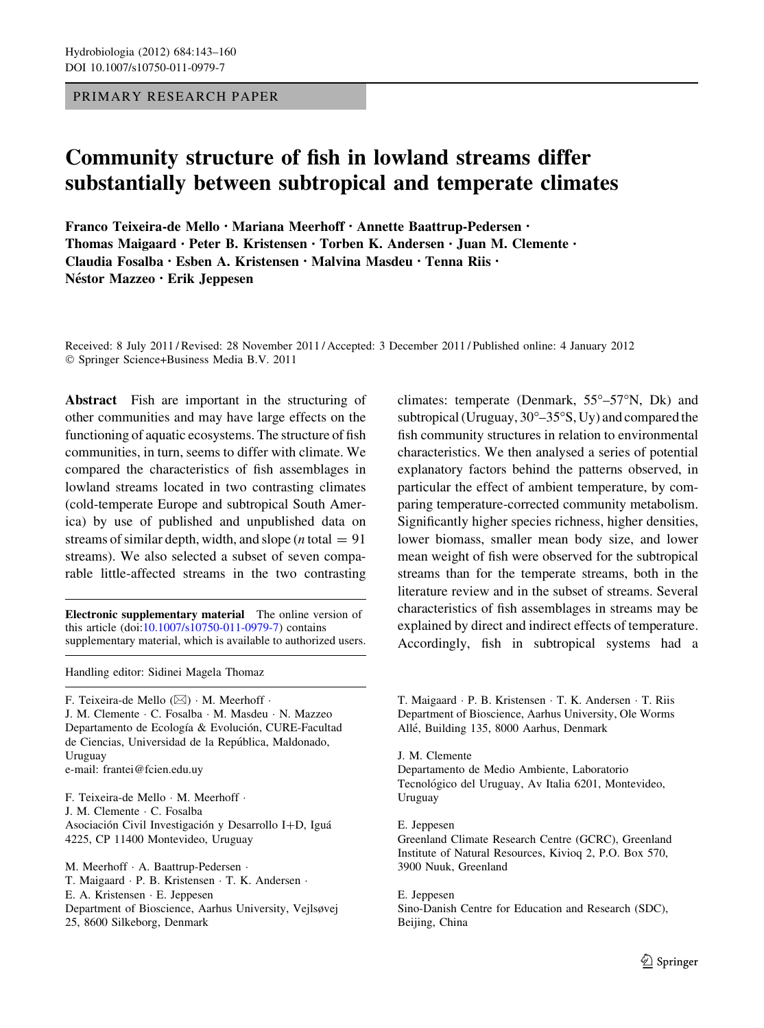PRIMARY RESEARCH PAPER

# Community structure of fish in lowland streams differ substantially between subtropical and temperate climates

**Franco Teixeira-de Mello · Mariana Meerhoff · Annette Baattrup-Pedersen · Thomas Maigaard · Peter B. Kristensen · Torben K. Andersen · Juan M. Clemente · Claudia Fosalba · Esben A. Kristensen · Malvina Masdeu · Tenna Riis · Néstor Mazzeo · Erik Jeppesen**

Received: 8 July 2011 / Revised: 28 November 2011 / Accepted: 3 December 2011 / Published online: 4 January 2012
© Springer Science+Business Media B.V. 2011

**Abstract** Fish are important in the structuring of other communities and may have large effects on the functioning of aquatic ecosystems. The structure of fish communities, in turn, seems to differ with climate. We compared the characteristics of fish assemblages in lowland streams located in two contrasting climates (cold-temperate Europe and subtropical South America) by use of published and unpublished data on streams of similar depth, width, and slope ($n$ total $= 91$ streams). We also selected a subset of seven comparable little-affected streams in the two contrasting climates: temperate (Denmark, 55°–57°N, Dk) and subtropical (Uruguay, 30°–35°S, Uy) and compared the fish community structures in relation to environmental characteristics. We then analysed a series of potential explanatory factors behind the patterns observed, in particular the effect of ambient temperature, by comparing temperature-corrected community metabolism. Significantly higher species richness, higher densities, lower biomass, smaller mean body size, and lower mean weight of fish were observed for the subtropical streams than for the temperate streams, both in the literature review and in the subset of streams. Several characteristics of fish assemblages in streams may be explained by direct and indirect effects of temperature. Accordingly, fish in subtropical systems had a

**Electronic supplementary material** The online version of this article (doi:10.1007/s10750-011-0979-7) contains supplementary material, which is available to authorized users.

Handling editor: Sidinei Magela Thomaz

F. Teixeira-de Mello (✉) · M. Meerhoff · J. M. Clemente · C. Fosalba · M. Masdeu · N. Mazzeo
Departamento de Ecología & Evolución, CURE-Facultad de Ciencias, Universidad de la República, Maldonado, Uruguay
e-mail: frantei@fcien.edu.uy

F. Teixeira-de Mello · M. Meerhoff · J. M. Clemente · C. Fosalba
Asociación Civil Investigación y Desarrollo I+D, Iguá 4225, CP 11400 Montevideo, Uruguay

M. Meerhoff · A. Baattrup-Pedersen · T. Maigaard · P. B. Kristensen · T. K. Andersen · E. A. Kristensen · E. Jeppesen
Department of Bioscience, Aarhus University, Vejlsøvej 25, 8600 Silkeborg, Denmark

T. Maigaard · P. B. Kristensen · T. K. Andersen · T. Riis
Department of Bioscience, Aarhus University, Ole Worms Allé, Building 135, 8000 Aarhus, Denmark

J. M. Clemente
Departamento de Medio Ambiente, Laboratorio Tecnológico del Uruguay, Av Italia 6201, Montevideo, Uruguay

E. Jeppesen
Greenland Climate Research Centre (GCRC), Greenland Institute of Natural Resources, Kivioq 2, P.O. Box 570, 3900 Nuuk, Greenland

E. Jeppesen
Sino-Danish Centre for Education and Research (SDC), Beijing, China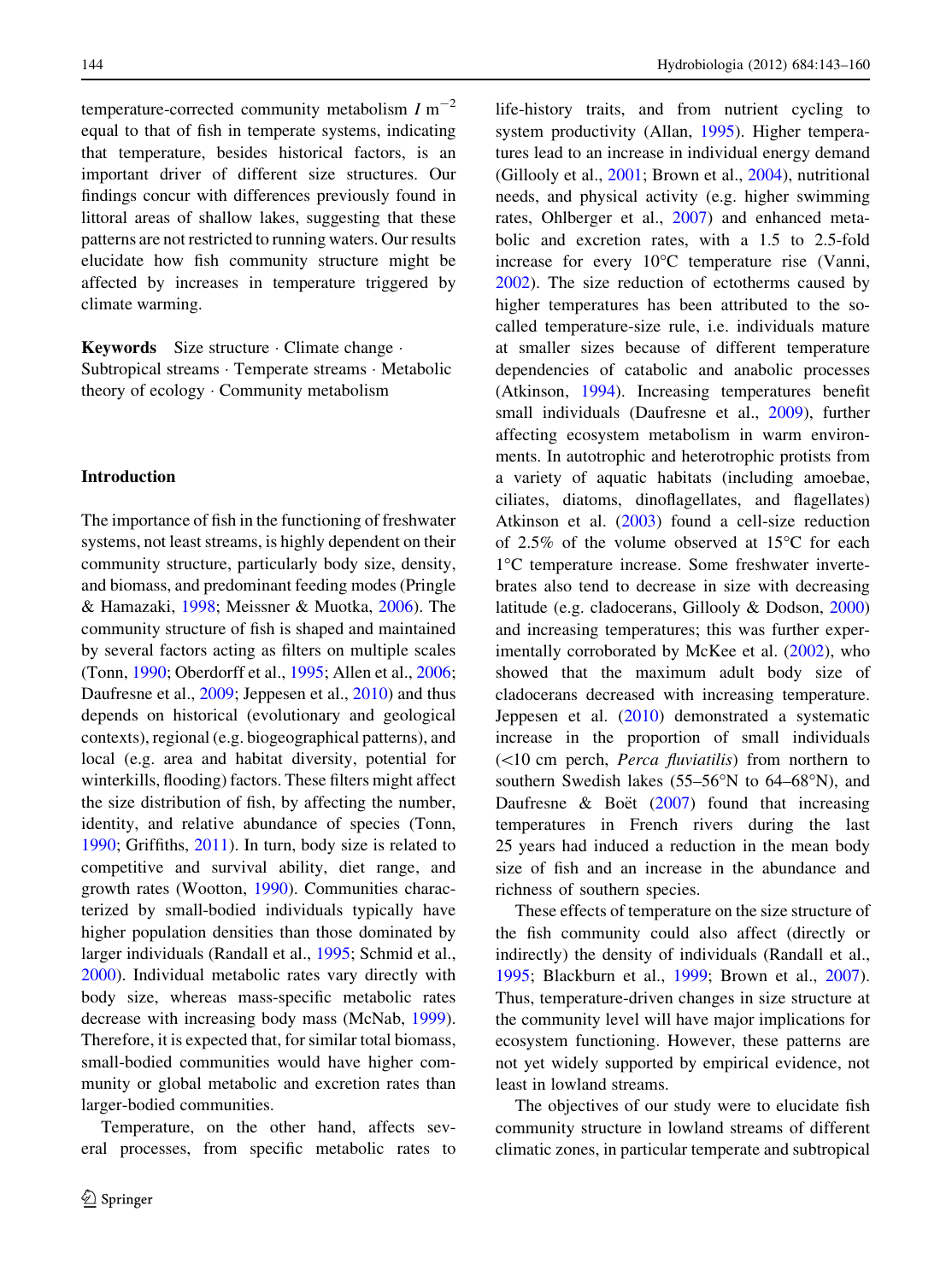temperature-corrected community metabolism $I\ m^{-2}$ equal to that of fish in temperate systems, indicating that temperature, besides historical factors, is an important driver of different size structures. Our findings concur with differences previously found in littoral areas of shallow lakes, suggesting that these patterns are not restricted to running waters. Our results elucidate how fish community structure might be affected by increases in temperature triggered by climate warming.

**Keywords** Size structure · Climate change · Subtropical streams · Temperate streams · Metabolic theory of ecology · Community metabolism

## Introduction

The importance of fish in the functioning of freshwater systems, not least streams, is highly dependent on their community structure, particularly body size, density, and biomass, and predominant feeding modes (Pringle & Hamazaki, 1998; Meissner & Muotka, 2006). The community structure of fish is shaped and maintained by several factors acting as filters on multiple scales (Tonn, 1990; Oberdorff et al., 1995; Allen et al., 2006; Daufresne et al., 2009; Jeppesen et al., 2010) and thus depends on historical (evolutionary and geological contexts), regional (e.g. biogeographical patterns), and local (e.g. area and habitat diversity, potential for winterkills, flooding) factors. These filters might affect the size distribution of fish, by affecting the number, identity, and relative abundance of species (Tonn, 1990; Griffiths, 2011). In turn, body size is related to competitive and survival ability, diet range, and growth rates (Wootton, 1990). Communities characterized by small-bodied individuals typically have higher population densities than those dominated by larger individuals (Randall et al., 1995; Schmid et al., 2000). Individual metabolic rates vary directly with body size, whereas mass-specific metabolic rates decrease with increasing body mass (McNab, 1999). Therefore, it is expected that, for similar total biomass, small-bodied communities would have higher community or global metabolic and excretion rates than larger-bodied communities.

Temperature, on the other hand, affects several processes, from specific metabolic rates to life-history traits, and from nutrient cycling to system productivity (Allan, 1995). Higher temperatures lead to an increase in individual energy demand (Gillooly et al., 2001; Brown et al., 2004), nutritional needs, and physical activity (e.g. higher swimming rates, Ohlberger et al., 2007) and enhanced metabolic and excretion rates, with a 1.5 to 2.5-fold increase for every 10°C temperature rise (Vanni, 2002). The size reduction of ectotherms caused by higher temperatures has been attributed to the so-called temperature-size rule, i.e. individuals mature at smaller sizes because of different temperature dependencies of catabolic and anabolic processes (Atkinson, 1994). Increasing temperatures benefit small individuals (Daufresne et al., 2009), further affecting ecosystem metabolism in warm environments. In autotrophic and heterotrophic protists from a variety of aquatic habitats (including amoebae, ciliates, diatoms, dinoflagellates, and flagellates) Atkinson et al. (2003) found a cell-size reduction of 2.5% of the volume observed at 15°C for each 1°C temperature increase. Some freshwater invertebrates also tend to decrease in size with decreasing latitude (e.g. cladocerans, Gillooly & Dodson, 2000) and increasing temperatures; this was further experimentally corroborated by McKee et al. (2002), who showed that the maximum adult body size of cladocerans decreased with increasing temperature. Jeppesen et al. (2010) demonstrated a systematic increase in the proportion of small individuals (<10 cm perch, *Perca fluviatilis*) from northern to southern Swedish lakes (55–56°N to 64–68°N), and Daufresne & Boët (2007) found that increasing temperatures in French rivers during the last 25 years had induced a reduction in the mean body size of fish and an increase in the abundance and richness of southern species.

These effects of temperature on the size structure of the fish community could also affect (directly or indirectly) the density of individuals (Randall et al., 1995; Blackburn et al., 1999; Brown et al., 2007). Thus, temperature-driven changes in size structure at the community level will have major implications for ecosystem functioning. However, these patterns are not yet widely supported by empirical evidence, not least in lowland streams.

The objectives of our study were to elucidate fish community structure in lowland streams of different climatic zones, in particular temperate and subtropical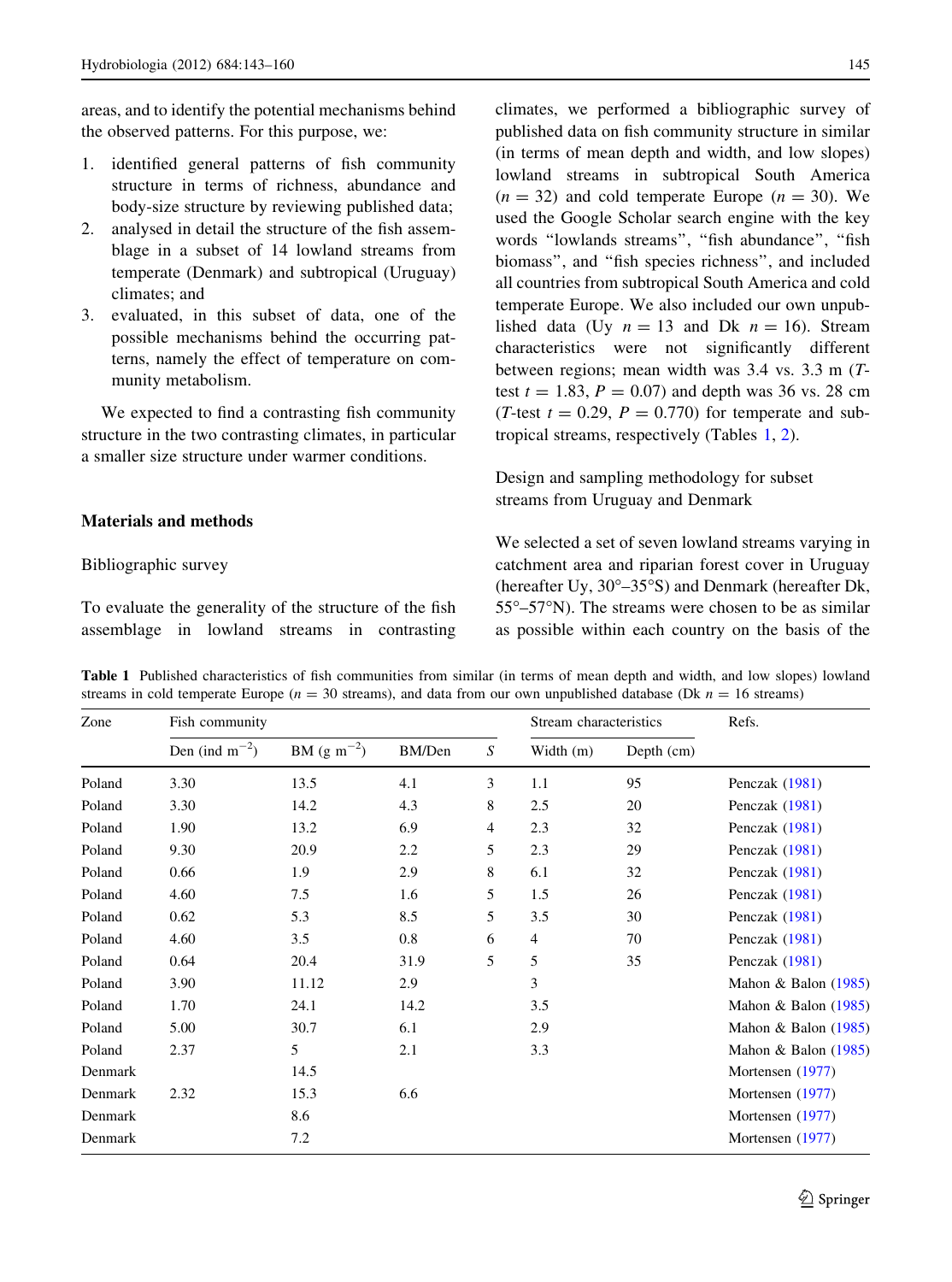areas, and to identify the potential mechanisms behind the observed patterns. For this purpose, we:

1. identified general patterns of fish community structure in terms of richness, abundance and body-size structure by reviewing published data;
2. analysed in detail the structure of the fish assemblage in a subset of 14 lowland streams from temperate (Denmark) and subtropical (Uruguay) climates; and
3. evaluated, in this subset of data, one of the possible mechanisms behind the occurring patterns, namely the effect of temperature on community metabolism.

We expected to find a contrasting fish community structure in the two contrasting climates, in particular a smaller size structure under warmer conditions.

## Materials and methods

### Bibliographic survey

To evaluate the generality of the structure of the fish assemblage in lowland streams in contrasting climates, we performed a bibliographic survey of published data on fish community structure in similar (in terms of mean depth and width, and low slopes) lowland streams in subtropical South America ($n = 32$) and cold temperate Europe ($n = 30$). We used the Google Scholar search engine with the key words "lowlands streams", "fish abundance", "fish biomass", and "fish species richness", and included all countries from subtropical South America and cold temperate Europe. We also included our own unpublished data (Uy $n = 13$ and Dk $n = 16$). Stream characteristics were not significantly different between regions; mean width was 3.4 vs. 3.3 m (*T*-test $t = 1.83$, $P = 0.07$) and depth was 36 vs. 28 cm (*T*-test $t = 0.29$, $P = 0.770$) for temperate and subtropical streams, respectively (Tables 1, 2).

### Design and sampling methodology for subset streams from Uruguay and Denmark

We selected a set of seven lowland streams varying in catchment area and riparian forest cover in Uruguay (hereafter Uy, 30°–35°S) and Denmark (hereafter Dk, 55°–57°N). The streams were chosen to be as similar as possible within each country on the basis of the

**Table 1** Published characteristics of fish communities from similar (in terms of mean depth and width, and low slopes) lowland streams in cold temperate Europe ($n = 30$ streams), and data from our own unpublished database (Dk $n = 16$ streams)

| Zone | Fish community | | | | Stream characteristics | | Refs. |
|---|---|---|---|---|---|---|---|
| | Den (ind $m^{-2}$) | BM (g $m^{-2}$) | BM/Den | *S* | Width (m) | Depth (cm) | |
| Poland | 3.30 | 13.5 | 4.1 | 3 | 1.1 | 95 | Penczak (1981) |
| Poland | 3.30 | 14.2 | 4.3 | 8 | 2.5 | 20 | Penczak (1981) |
| Poland | 1.90 | 13.2 | 6.9 | 4 | 2.3 | 32 | Penczak (1981) |
| Poland | 9.30 | 20.9 | 2.2 | 5 | 2.3 | 29 | Penczak (1981) |
| Poland | 0.66 | 1.9 | 2.9 | 8 | 6.1 | 32 | Penczak (1981) |
| Poland | 4.60 | 7.5 | 1.6 | 5 | 1.5 | 26 | Penczak (1981) |
| Poland | 0.62 | 5.3 | 8.5 | 5 | 3.5 | 30 | Penczak (1981) |
| Poland | 4.60 | 3.5 | 0.8 | 6 | 4 | 70 | Penczak (1981) |
| Poland | 0.64 | 20.4 | 31.9 | 5 | 5 | 35 | Penczak (1981) |
| Poland | 3.90 | 11.12 | 2.9 | | 3 | | Mahon & Balon (1985) |
| Poland | 1.70 | 24.1 | 14.2 | | 3.5 | | Mahon & Balon (1985) |
| Poland | 5.00 | 30.7 | 6.1 | | 2.9 | | Mahon & Balon (1985) |
| Poland | 2.37 | 5 | 2.1 | | 3.3 | | Mahon & Balon (1985) |
| Denmark | | 14.5 | | | | | Mortensen (1977) |
| Denmark | 2.32 | 15.3 | 6.6 | | | | Mortensen (1977) |
| Denmark | | 8.6 | | | | | Mortensen (1977) |
| Denmark | | 7.2 | | | | | Mortensen (1977) |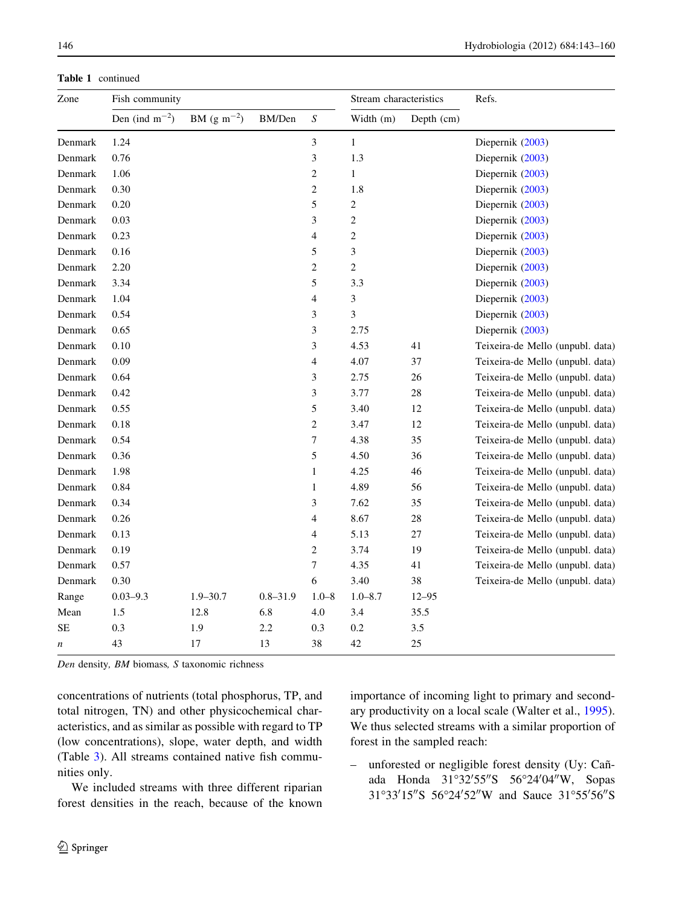**Table 1** continued

| Zone | Fish community | | | | Stream characteristics | | Refs. |
|---|---|---|---|---|---|---|---|
| | Den (ind m$^{-2}$) | BM (g m$^{-2}$) | BM/Den | *S* | Width (m) | Depth (cm) | |
| Denmark | 1.24 | | | 3 | 1 | | Diepernik (2003) |
| Denmark | 0.76 | | | 3 | 1.3 | | Diepernik (2003) |
| Denmark | 1.06 | | | 2 | 1 | | Diepernik (2003) |
| Denmark | 0.30 | | | 2 | 1.8 | | Diepernik (2003) |
| Denmark | 0.20 | | | 5 | 2 | | Diepernik (2003) |
| Denmark | 0.03 | | | 3 | 2 | | Diepernik (2003) |
| Denmark | 0.23 | | | 4 | 2 | | Diepernik (2003) |
| Denmark | 0.16 | | | 5 | 3 | | Diepernik (2003) |
| Denmark | 2.20 | | | 2 | 2 | | Diepernik (2003) |
| Denmark | 3.34 | | | 5 | 3.3 | | Diepernik (2003) |
| Denmark | 1.04 | | | 4 | 3 | | Diepernik (2003) |
| Denmark | 0.54 | | | 3 | 3 | | Diepernik (2003) |
| Denmark | 0.65 | | | 3 | 2.75 | | Diepernik (2003) |
| Denmark | 0.10 | | | 3 | 4.53 | 41 | Teixeira-de Mello (unpubl. data) |
| Denmark | 0.09 | | | 4 | 4.07 | 37 | Teixeira-de Mello (unpubl. data) |
| Denmark | 0.64 | | | 3 | 2.75 | 26 | Teixeira-de Mello (unpubl. data) |
| Denmark | 0.42 | | | 3 | 3.77 | 28 | Teixeira-de Mello (unpubl. data) |
| Denmark | 0.55 | | | 5 | 3.40 | 12 | Teixeira-de Mello (unpubl. data) |
| Denmark | 0.18 | | | 2 | 3.47 | 12 | Teixeira-de Mello (unpubl. data) |
| Denmark | 0.54 | | | 7 | 4.38 | 35 | Teixeira-de Mello (unpubl. data) |
| Denmark | 0.36 | | | 5 | 4.50 | 36 | Teixeira-de Mello (unpubl. data) |
| Denmark | 1.98 | | | 1 | 4.25 | 46 | Teixeira-de Mello (unpubl. data) |
| Denmark | 0.84 | | | 1 | 4.89 | 56 | Teixeira-de Mello (unpubl. data) |
| Denmark | 0.34 | | | 3 | 7.62 | 35 | Teixeira-de Mello (unpubl. data) |
| Denmark | 0.26 | | | 4 | 8.67 | 28 | Teixeira-de Mello (unpubl. data) |
| Denmark | 0.13 | | | 4 | 5.13 | 27 | Teixeira-de Mello (unpubl. data) |
| Denmark | 0.19 | | | 2 | 3.74 | 19 | Teixeira-de Mello (unpubl. data) |
| Denmark | 0.57 | | | 7 | 4.35 | 41 | Teixeira-de Mello (unpubl. data) |
| Denmark | 0.30 | | | 6 | 3.40 | 38 | Teixeira-de Mello (unpubl. data) |
| Range | 0.03–9.3 | 1.9–30.7 | 0.8–31.9 | 1.0–8 | 1.0–8.7 | 12–95 | |
| Mean | 1.5 | 12.8 | 6.8 | 4.0 | 3.4 | 35.5 | |
| SE | 0.3 | 1.9 | 2.2 | 0.3 | 0.2 | 3.5 | |
| *n* | 43 | 17 | 13 | 38 | 42 | 25 | |

*Den* density, *BM* biomass, *S* taxonomic richness

concentrations of nutrients (total phosphorus, TP, and total nitrogen, TN) and other physicochemical characteristics, and as similar as possible with regard to TP (low concentrations), slope, water depth, and width (Table 3). All streams contained native fish communities only.

We included streams with three different riparian forest densities in the reach, because of the known importance of incoming light to primary and secondary productivity on a local scale (Walter et al., 1995). We thus selected streams with a similar proportion of forest in the sampled reach:

– unforested or negligible forest density (Uy: Cañada Honda 31°32′55″S 56°24′04″W, Sopas 31°33′15″S 56°24′52″W and Sauce 31°55′56″S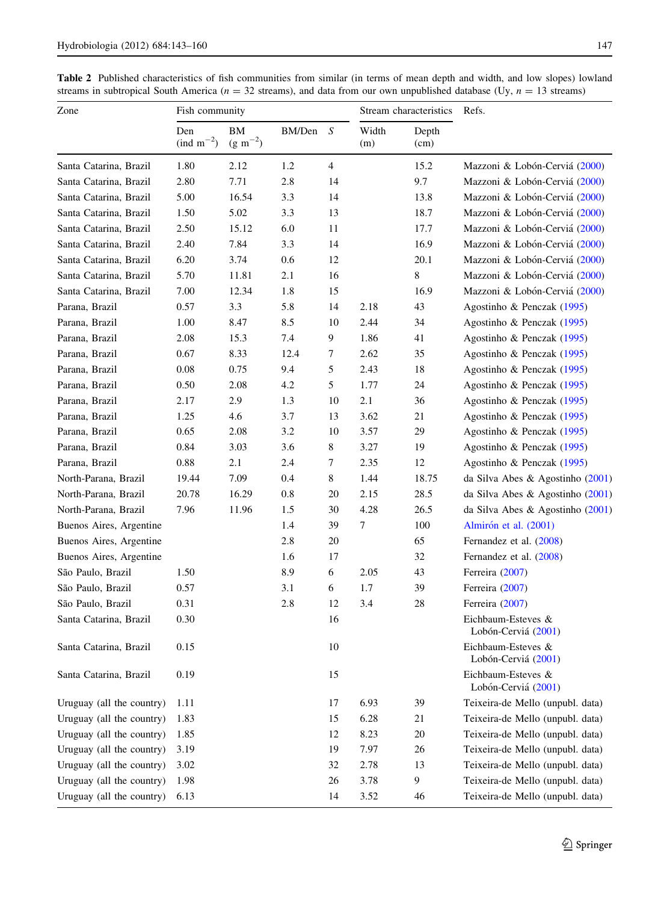**Table 2** Published characteristics of fish communities from similar (in terms of mean depth and width, and low slopes) lowland streams in subtropical South America ($n = 32$ streams), and data from our own unpublished database (Uy, $n = 13$ streams)

| Zone | Fish community | | | | Stream characteristics | | Refs. |
|---|---|---|---|---|---|---|---|
| | Den (ind $m^{-2}$) | BM (g $m^{-2}$) | BM/Den | *S* | Width (m) | Depth (cm) | |
| Santa Catarina, Brazil | 1.80 | 2.12 | 1.2 | 4 | | 15.2 | Mazzoni & Lobón-Cerviá (2000) |
| Santa Catarina, Brazil | 2.80 | 7.71 | 2.8 | 14 | | 9.7 | Mazzoni & Lobón-Cerviá (2000) |
| Santa Catarina, Brazil | 5.00 | 16.54 | 3.3 | 14 | | 13.8 | Mazzoni & Lobón-Cerviá (2000) |
| Santa Catarina, Brazil | 1.50 | 5.02 | 3.3 | 13 | | 18.7 | Mazzoni & Lobón-Cerviá (2000) |
| Santa Catarina, Brazil | 2.50 | 15.12 | 6.0 | 11 | | 17.7 | Mazzoni & Lobón-Cerviá (2000) |
| Santa Catarina, Brazil | 2.40 | 7.84 | 3.3 | 14 | | 16.9 | Mazzoni & Lobón-Cerviá (2000) |
| Santa Catarina, Brazil | 6.20 | 3.74 | 0.6 | 12 | | 20.1 | Mazzoni & Lobón-Cerviá (2000) |
| Santa Catarina, Brazil | 5.70 | 11.81 | 2.1 | 16 | | 8 | Mazzoni & Lobón-Cerviá (2000) |
| Santa Catarina, Brazil | 7.00 | 12.34 | 1.8 | 15 | | 16.9 | Mazzoni & Lobón-Cerviá (2000) |
| Parana, Brazil | 0.57 | 3.3 | 5.8 | 14 | 2.18 | 43 | Agostinho & Penczak (1995) |
| Parana, Brazil | 1.00 | 8.47 | 8.5 | 10 | 2.44 | 34 | Agostinho & Penczak (1995) |
| Parana, Brazil | 2.08 | 15.3 | 7.4 | 9 | 1.86 | 41 | Agostinho & Penczak (1995) |
| Parana, Brazil | 0.67 | 8.33 | 12.4 | 7 | 2.62 | 35 | Agostinho & Penczak (1995) |
| Parana, Brazil | 0.08 | 0.75 | 9.4 | 5 | 2.43 | 18 | Agostinho & Penczak (1995) |
| Parana, Brazil | 0.50 | 2.08 | 4.2 | 5 | 1.77 | 24 | Agostinho & Penczak (1995) |
| Parana, Brazil | 2.17 | 2.9 | 1.3 | 10 | 2.1 | 36 | Agostinho & Penczak (1995) |
| Parana, Brazil | 1.25 | 4.6 | 3.7 | 13 | 3.62 | 21 | Agostinho & Penczak (1995) |
| Parana, Brazil | 0.65 | 2.08 | 3.2 | 10 | 3.57 | 29 | Agostinho & Penczak (1995) |
| Parana, Brazil | 0.84 | 3.03 | 3.6 | 8 | 3.27 | 19 | Agostinho & Penczak (1995) |
| Parana, Brazil | 0.88 | 2.1 | 2.4 | 7 | 2.35 | 12 | Agostinho & Penczak (1995) |
| North-Parana, Brazil | 19.44 | 7.09 | 0.4 | 8 | 1.44 | 18.75 | da Silva Abes & Agostinho (2001) |
| North-Parana, Brazil | 20.78 | 16.29 | 0.8 | 20 | 2.15 | 28.5 | da Silva Abes & Agostinho (2001) |
| North-Parana, Brazil | 7.96 | 11.96 | 1.5 | 30 | 4.28 | 26.5 | da Silva Abes & Agostinho (2001) |
| Buenos Aires, Argentine | | | 1.4 | 39 | 7 | 100 | Almirón et al. (2001) |
| Buenos Aires, Argentine | | | 2.8 | 20 | | 65 | Fernandez et al. (2008) |
| Buenos Aires, Argentine | | | 1.6 | 17 | | 32 | Fernandez et al. (2008) |
| São Paulo, Brazil | 1.50 | | 8.9 | 6 | 2.05 | 43 | Ferreira (2007) |
| São Paulo, Brazil | 0.57 | | 3.1 | 6 | 1.7 | 39 | Ferreira (2007) |
| São Paulo, Brazil | 0.31 | | 2.8 | 12 | 3.4 | 28 | Ferreira (2007) |
| Santa Catarina, Brazil | 0.30 | | | 16 | | | Eichbaum-Esteves & Lobón-Cerviá (2001) |
| Santa Catarina, Brazil | 0.15 | | | 10 | | | Eichbaum-Esteves & Lobón-Cerviá (2001) |
| Santa Catarina, Brazil | 0.19 | | | 15 | | | Eichbaum-Esteves & Lobón-Cerviá (2001) |
| Uruguay (all the country) | 1.11 | | | 17 | 6.93 | 39 | Teixeira-de Mello (unpubl. data) |
| Uruguay (all the country) | 1.83 | | | 15 | 6.28 | 21 | Teixeira-de Mello (unpubl. data) |
| Uruguay (all the country) | 1.85 | | | 12 | 8.23 | 20 | Teixeira-de Mello (unpubl. data) |
| Uruguay (all the country) | 3.19 | | | 19 | 7.97 | 26 | Teixeira-de Mello (unpubl. data) |
| Uruguay (all the country) | 3.02 | | | 32 | 2.78 | 13 | Teixeira-de Mello (unpubl. data) |
| Uruguay (all the country) | 1.98 | | | 26 | 3.78 | 9 | Teixeira-de Mello (unpubl. data) |
| Uruguay (all the country) | 6.13 | | | 14 | 3.52 | 46 | Teixeira-de Mello (unpubl. data) |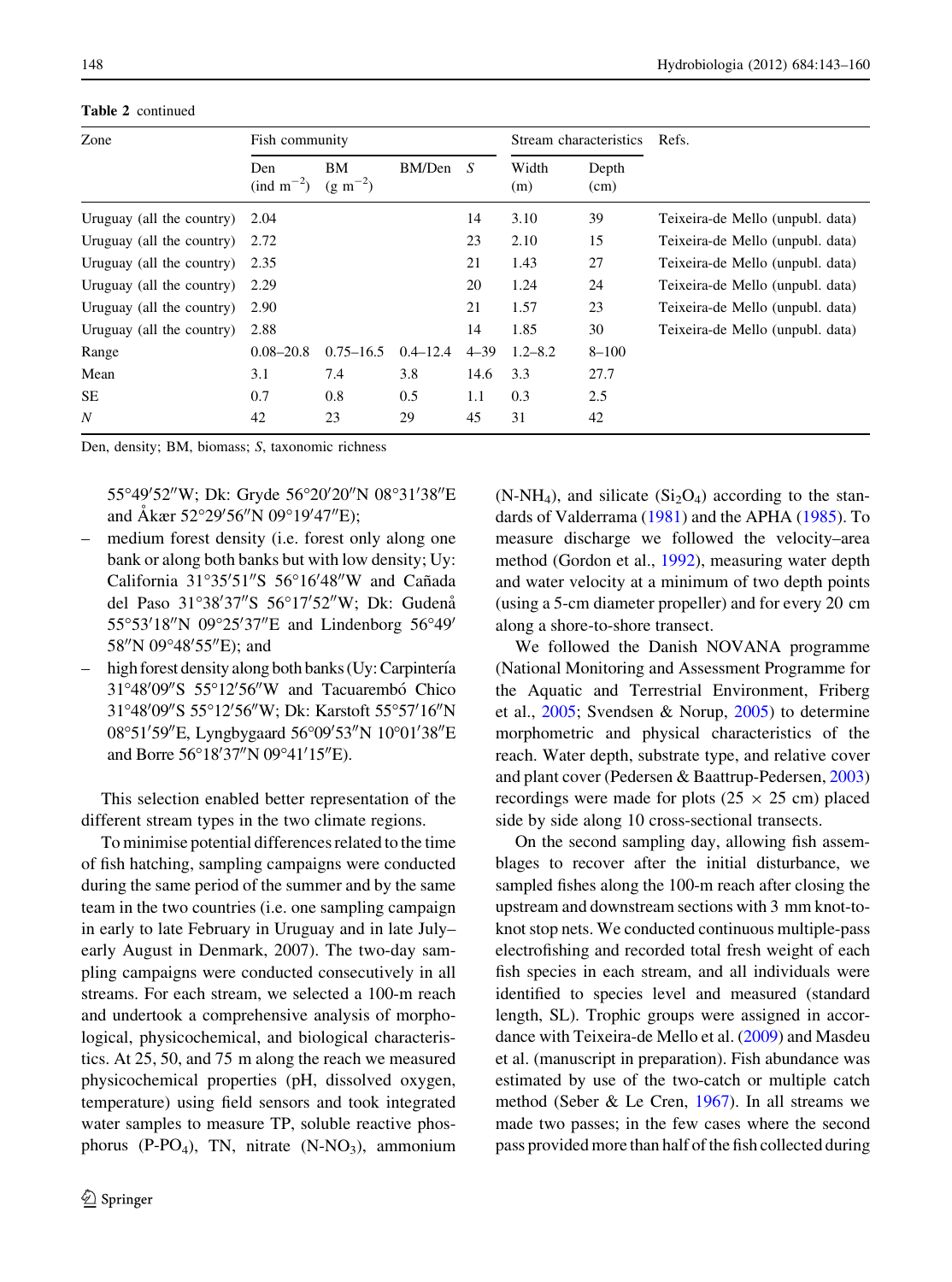**Table 2** continued

| Zone | Fish community | | | | Stream characteristics | | Refs. |
|---|---|---|---|---|---|---|---|
| | Den (ind $m^{-2}$) | BM (g $m^{-2}$) | BM/Den | *S* | Width (m) | Depth (cm) | |
| Uruguay (all the country) | 2.04 | | | 14 | 3.10 | 39 | Teixeira-de Mello (unpubl. data) |
| Uruguay (all the country) | 2.72 | | | 23 | 2.10 | 15 | Teixeira-de Mello (unpubl. data) |
| Uruguay (all the country) | 2.35 | | | 21 | 1.43 | 27 | Teixeira-de Mello (unpubl. data) |
| Uruguay (all the country) | 2.29 | | | 20 | 1.24 | 24 | Teixeira-de Mello (unpubl. data) |
| Uruguay (all the country) | 2.90 | | | 21 | 1.57 | 23 | Teixeira-de Mello (unpubl. data) |
| Uruguay (all the country) | 2.88 | | | 14 | 1.85 | 30 | Teixeira-de Mello (unpubl. data) |
| Range | 0.08–20.8 | 0.75–16.5 | 0.4–12.4 | 4–39 | 1.2–8.2 | 8–100 | |
| Mean | 3.1 | 7.4 | 3.8 | 14.6 | 3.3 | 27.7 | |
| SE | 0.7 | 0.8 | 0.5 | 1.1 | 0.3 | 2.5 | |
| *N* | 42 | 23 | 29 | 45 | 31 | 42 | |

Den, density; BM, biomass; *S*, taxonomic richness

55°49′52″W; Dk: Gryde 56°20′20″N 08°31′38″E and Åkær 52°29′56″N 09°19′47″E);

- medium forest density (i.e. forest only along one bank or along both banks but with low density; Uy: California 31°35′51″S 56°16′48″W and Cañada del Paso 31°38′37″S 56°17′52″W; Dk: Gudenå 55°53′18″N 09°25′37″E and Lindenborg 56°49′58″N 09°48′55″E); and
- high forest density along both banks (Uy: Carpintería 31°48′09″S 55°12′56″W and Tacuarembó Chico 31°48′09″S 55°12′56″W; Dk: Karstoft 55°57′16″N 08°51′59″E, Lyngbygaard 56°09′53″N 10°01′38″E and Borre 56°18′37″N 09°41′15″E).

This selection enabled better representation of the different stream types in the two climate regions.

To minimise potential differences related to the time of fish hatching, sampling campaigns were conducted during the same period of the summer and by the same team in the two countries (i.e. one sampling campaign in early to late February in Uruguay and in late July–early August in Denmark, 2007). The two-day sampling campaigns were conducted consecutively in all streams. For each stream, we selected a 100-m reach and undertook a comprehensive analysis of morphological, physicochemical, and biological characteristics. At 25, 50, and 75 m along the reach we measured physicochemical properties (pH, dissolved oxygen, temperature) using field sensors and took integrated water samples to measure TP, soluble reactive phosphorus (P-$PO_4$), TN, nitrate (N-$NO_3$), ammonium (N-$NH_4$), and silicate ($Si_2O_4$) according to the standards of Valderrama (1981) and the APHA (1985). To measure discharge we followed the velocity–area method (Gordon et al., 1992), measuring water depth and water velocity at a minimum of two depth points (using a 5-cm diameter propeller) and for every 20 cm along a shore-to-shore transect.

We followed the Danish NOVANA programme (National Monitoring and Assessment Programme for the Aquatic and Terrestrial Environment, Friberg et al., 2005; Svendsen & Norup, 2005) to determine morphometric and physical characteristics of the reach. Water depth, substrate type, and relative cover and plant cover (Pedersen & Baattrup-Pedersen, 2003) recordings were made for plots (25 × 25 cm) placed side by side along 10 cross-sectional transects.

On the second sampling day, allowing fish assemblages to recover after the initial disturbance, we sampled fishes along the 100-m reach after closing the upstream and downstream sections with 3 mm knot-to-knot stop nets. We conducted continuous multiple-pass electrofishing and recorded total fresh weight of each fish species in each stream, and all individuals were identified to species level and measured (standard length, SL). Trophic groups were assigned in accordance with Teixeira-de Mello et al. (2009) and Masdeu et al. (manuscript in preparation). Fish abundance was estimated by use of the two-catch or multiple catch method (Seber & Le Cren, 1967). In all streams we made two passes; in the few cases where the second pass provided more than half of the fish collected during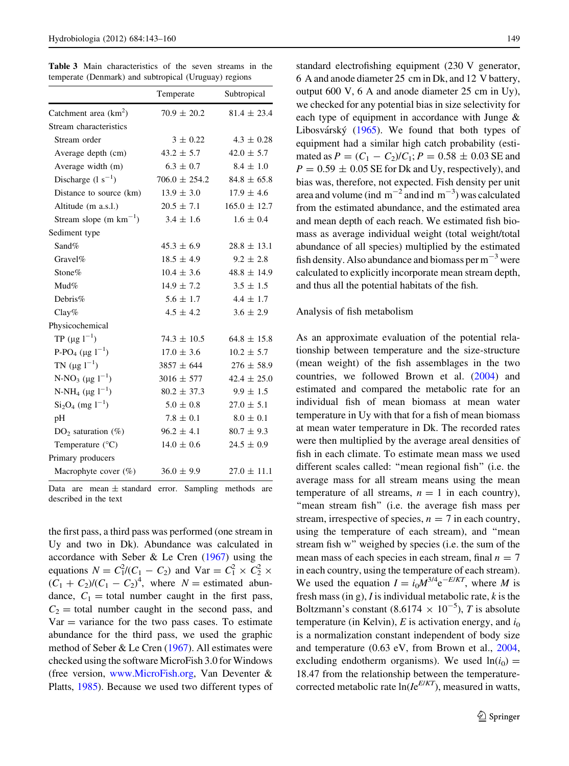**Table 3** Main characteristics of the seven streams in the temperate (Denmark) and subtropical (Uruguay) regions

| | Temperate | Subtropical |
|---|---|---|
| Catchment area ($km^2$) | 70.9 ± 20.2 | 81.4 ± 23.4 |
| Stream characteristics | | |
| Stream order | 3 ± 0.22 | 4.3 ± 0.28 |
| Average depth (cm) | 43.2 ± 5.7 | 42.0 ± 5.7 |
| Average width (m) | 6.3 ± 0.7 | 8.4 ± 1.0 |
| Discharge ($l\ s^{-1}$) | 706.0 ± 254.2 | 84.8 ± 65.8 |
| Distance to source (km) | 13.9 ± 3.0 | 17.9 ± 4.6 |
| Altitude (m a.s.l.) | 20.5 ± 7.1 | 165.0 ± 12.7 |
| Stream slope ($m\ km^{-1}$) | 3.4 ± 1.6 | 1.6 ± 0.4 |
| Sediment type | | |
| Sand% | 45.3 ± 6.9 | 28.8 ± 13.1 |
| Gravel% | 18.5 ± 4.9 | 9.2 ± 2.8 |
| Stone% | 10.4 ± 3.6 | 48.8 ± 14.9 |
| Mud% | 14.9 ± 7.2 | 3.5 ± 1.5 |
| Debris% | 5.6 ± 1.7 | 4.4 ± 1.7 |
| Clay% | 4.5 ± 4.2 | 3.6 ± 2.9 |
| Physicochemical | | |
| TP ($\mu g\ l^{-1}$) | 74.3 ± 10.5 | 64.8 ± 15.8 |
| P-$PO_4$ ($\mu g\ l^{-1}$) | 17.0 ± 3.6 | 10.2 ± 5.7 |
| TN ($\mu g\ l^{-1}$) | 3857 ± 644 | 276 ± 58.9 |
| N-$NO_3$ ($\mu g\ l^{-1}$) | 3016 ± 577 | 42.4 ± 25.0 |
| N-$NH_4$ ($\mu g\ l^{-1}$) | 80.2 ± 37.3 | 9.9 ± 1.5 |
| $Si_2O_4$ ($mg\ l^{-1}$) | 5.0 ± 0.8 | 27.0 ± 5.1 |
| pH | 7.8 ± 0.1 | 8.0 ± 0.1 |
| $DO_2$ saturation (%) | 96.2 ± 4.1 | 80.7 ± 9.3 |
| Temperature (°C) | 14.0 ± 0.6 | 24.5 ± 0.9 |
| Primary producers | | |
| Macrophyte cover (%) | 36.0 ± 9.9 | 27.0 ± 11.1 |

Data are mean ± standard error. Sampling methods are described in the text

the first pass, a third pass was performed (one stream in Uy and two in Dk). Abundance was calculated in accordance with Seber & Le Cren (1967) using the equations $N = C_1^2/(C_1 - C_2)$ and $\mathrm{Var} = C_1^2 \times C_2^2 \times (C_1 + C_2)/(C_1 - C_2)^4$, where $N$ = estimated abundance, $C_1$ = total number caught in the first pass, $C_2$ = total number caught in the second pass, and Var = variance for the two pass cases. To estimate abundance for the third pass, we used the graphic method of Seber & Le Cren (1967). All estimates were checked using the software MicroFish 3.0 for Windows (free version, www.MicroFish.org, Van Deventer & Platts, 1985). Because we used two different types of standard electrofishing equipment (230 V generator, 6 A and anode diameter 25 cm in Dk, and 12 V battery, output 600 V, 6 A and anode diameter 25 cm in Uy), we checked for any potential bias in size selectivity for each type of equipment in accordance with Junge & Libosvárský (1965). We found that both types of equipment had a similar high catch probability (estimated as $P = (C_1 - C_2)/C_1$; $P = 0.58 \pm 0.03$ SE and $P = 0.59 \pm 0.05$ SE for Dk and Uy, respectively), and bias was, therefore, not expected. Fish density per unit area and volume (ind $m^{-2}$ and ind $m^{-3}$) was calculated from the estimated abundance, and the estimated area and mean depth of each reach. We estimated fish biomass as average individual weight (total weight/total abundance of all species) multiplied by the estimated fish density. Also abundance and biomass per $m^{-3}$ were calculated to explicitly incorporate mean stream depth, and thus all the potential habitats of the fish.

### Analysis of fish metabolism

As an approximate evaluation of the potential relationship between temperature and the size-structure (mean weight) of the fish assemblages in the two countries, we followed Brown et al. (2004) and estimated and compared the metabolic rate for an individual fish of mean biomass at mean water temperature in Uy with that for a fish of mean biomass at mean water temperature in Dk. The recorded rates were then multiplied by the average areal densities of fish in each climate. To estimate mean mass we used different scales called: "mean regional fish" (i.e. the average mass for all stream means using the mean temperature of all streams, $n = 1$ in each country), "mean stream fish" (i.e. the average fish mass per stream, irrespective of species, $n = 7$ in each country, using the temperature of each stream), and "mean stream fish w" weighed by species (i.e. the sum of the mean mass of each species in each stream, final $n = 7$ in each country, using the temperature of each stream). We used the equation $I = i_0 M^{3/4} e^{-E/KT}$, where $M$ is fresh mass (in g), $I$ is individual metabolic rate, $k$ is the Boltzmann's constant ($8.6174 \times 10^{-5}$), $T$ is absolute temperature (in Kelvin), $E$ is activation energy, and $i_0$ is a normalization constant independent of body size and temperature (0.63 eV, from Brown et al., 2004, excluding endotherm organisms). We used $\ln(i_0) = 18.47$ from the relationship between the temperature-corrected metabolic rate $\ln(Ie^{E/KT})$, measured in watts,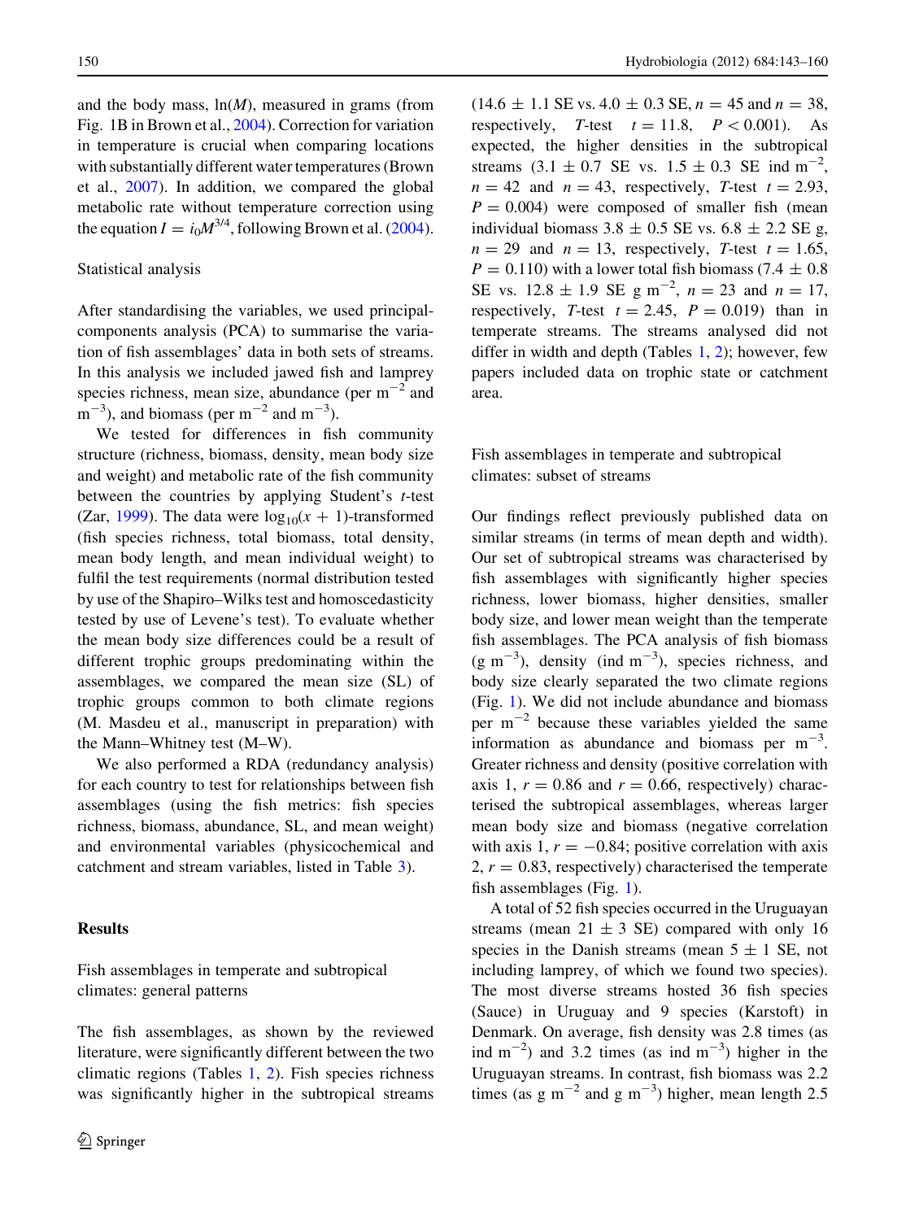and the body mass, $\ln(M)$, measured in grams (from Fig. 1B in Brown et al., 2004). Correction for variation in temperature is crucial when comparing locations with substantially different water temperatures (Brown et al., 2007). In addition, we compared the global metabolic rate without temperature correction using the equation $I = i_0 M^{3/4}$, following Brown et al. (2004).

### Statistical analysis

After standardising the variables, we used principal-components analysis (PCA) to summarise the variation of fish assemblages' data in both sets of streams. In this analysis we included jawed fish and lamprey species richness, mean size, abundance (per $m^{-2}$ and $m^{-3}$), and biomass (per $m^{-2}$ and $m^{-3}$).

We tested for differences in fish community structure (richness, biomass, density, mean body size and weight) and metabolic rate of the fish community between the countries by applying Student's *t*-test (Zar, 1999). The data were $\log_{10}(x + 1)$-transformed (fish species richness, total biomass, total density, mean body length, and mean individual weight) to fulfil the test requirements (normal distribution tested by use of the Shapiro–Wilks test and homoscedasticity tested by use of Levene's test). To evaluate whether the mean body size differences could be a result of different trophic groups predominating within the assemblages, we compared the mean size (SL) of trophic groups common to both climate regions (M. Masdeu et al., manuscript in preparation) with the Mann–Whitney test (M–W).

We also performed a RDA (redundancy analysis) for each country to test for relationships between fish assemblages (using the fish metrics: fish species richness, biomass, abundance, SL, and mean weight) and environmental variables (physicochemical and catchment and stream variables, listed in Table 3).

## Results

### Fish assemblages in temperate and subtropical climates: general patterns

The fish assemblages, as shown by the reviewed literature, were significantly different between the two climatic regions (Tables 1, 2). Fish species richness was significantly higher in the subtropical streams (14.6 ± 1.1 SE vs. 4.0 ± 0.3 SE, $n = 45$ and $n = 38$, respectively, *T*-test $t = 11.8$, $P < 0.001$). As expected, the higher densities in the subtropical streams (3.1 ± 0.7 SE vs. 1.5 ± 0.3 SE ind $m^{-2}$, $n = 42$ and $n = 43$, respectively, *T*-test $t = 2.93$, $P = 0.004$) were composed of smaller fish (mean individual biomass 3.8 ± 0.5 SE vs. 6.8 ± 2.2 SE g, $n = 29$ and $n = 13$, respectively, *T*-test $t = 1.65$, $P = 0.110$) with a lower total fish biomass (7.4 ± 0.8 SE vs. 12.8 ± 1.9 SE g $m^{-2}$, $n = 23$ and $n = 17$, respectively, *T*-test $t = 2.45$, $P = 0.019$) than in temperate streams. The streams analysed did not differ in width and depth (Tables 1, 2); however, few papers included data on trophic state or catchment area.

### Fish assemblages in temperate and subtropical climates: subset of streams

Our findings reflect previously published data on similar streams (in terms of mean depth and width). Our set of subtropical streams was characterised by fish assemblages with significantly higher species richness, lower biomass, higher densities, smaller body size, and lower mean weight than the temperate fish assemblages. The PCA analysis of fish biomass (g $m^{-3}$), density (ind $m^{-3}$), species richness, and body size clearly separated the two climate regions (Fig. 1). We did not include abundance and biomass per $m^{-2}$ because these variables yielded the same information as abundance and biomass per $m^{-3}$. Greater richness and density (positive correlation with axis 1, $r = 0.86$ and $r = 0.66$, respectively) characterised the subtropical assemblages, whereas larger mean body size and biomass (negative correlation with axis 1, $r = -0.84$; positive correlation with axis 2, $r = 0.83$, respectively) characterised the temperate fish assemblages (Fig. 1).

A total of 52 fish species occurred in the Uruguayan streams (mean 21 ± 3 SE) compared with only 16 species in the Danish streams (mean 5 ± 1 SE, not including lamprey, of which we found two species). The most diverse streams hosted 36 fish species (Sauce) in Uruguay and 9 species (Karstoft) in Denmark. On average, fish density was 2.8 times (as ind $m^{-2}$) and 3.2 times (as ind $m^{-3}$) higher in the Uruguayan streams. In contrast, fish biomass was 2.2 times (as g $m^{-2}$ and g $m^{-3}$) higher, mean length 2.5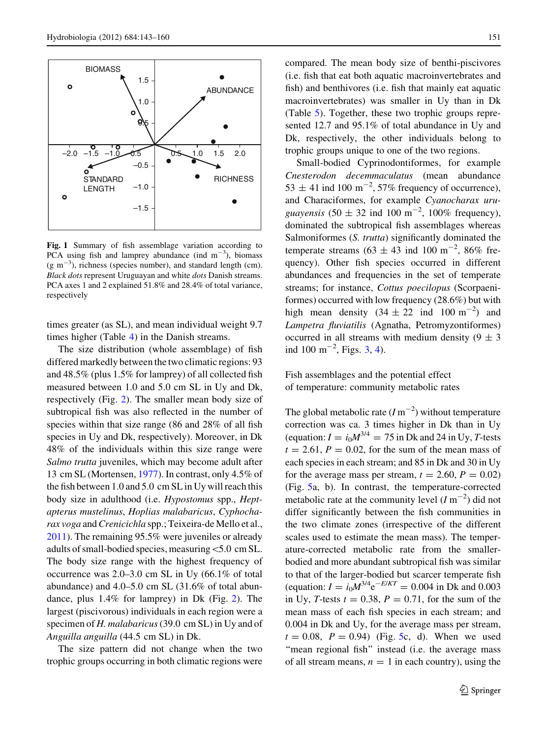Fig. 1 Summary of fish assemblage variation according to PCA using fish and lamprey abundance (ind $m^{-3}$), biomass (g $m^{-3}$), richness (species number), and standard length (cm). *Black dots* represent Uruguayan and white *dots* Danish streams. PCA axes 1 and 2 explained 51.8% and 28.4% of total variance, respectively

times greater (as SL), and mean individual weight 9.7 times higher (Table 4) in the Danish streams.

The size distribution (whole assemblage) of fish differed markedly between the two climatic regions: 93 and 48.5% (plus 1.5% for lamprey) of all collected fish measured between 1.0 and 5.0 cm SL in Uy and Dk, respectively (Fig. 2). The smaller mean body size of subtropical fish was also reflected in the number of species within that size range (86 and 28% of all fish species in Uy and Dk, respectively). Moreover, in Dk 48% of the individuals within this size range were *Salmo trutta* juveniles, which may become adult after 13 cm SL (Mortensen, 1977). In contrast, only 4.5% of the fish between 1.0 and 5.0 cm SL in Uy will reach this body size in adulthood (i.e. *Hypostomus* spp., *Heptapterus mustelinus*, *Hoplias malabaricus*, *Cyphocharax voga* and *Crenicichla* spp.; Teixeira-de Mello et al., 2011). The remaining 95.5% were juveniles or already adults of small-bodied species, measuring <5.0 cm SL. The body size range with the highest frequency of occurrence was 2.0–3.0 cm SL in Uy (66.1% of total abundance) and 4.0–5.0 cm SL (31.6% of total abundance, plus 1.4% for lamprey) in Dk (Fig. 2). The largest (piscivorous) individuals in each region were a specimen of *H. malabaricus* (39.0 cm SL) in Uy and of *Anguilla anguilla* (44.5 cm SL) in Dk.

The size pattern did not change when the two trophic groups occurring in both climatic regions were compared. The mean body size of benthi-piscivores (i.e. fish that eat both aquatic macroinvertebrates and fish) and benthivores (i.e. fish that mainly eat aquatic macroinvertebrates) was smaller in Uy than in Dk (Table 5). Together, these two trophic groups represented 12.7 and 95.1% of total abundance in Uy and Dk, respectively, the other individuals belong to trophic groups unique to one of the two regions.

Small-bodied Cyprinodontiformes, for example *Cnesterodon decemmaculatus* (mean abundance 53 ± 41 ind 100 $m^{-2}$, 57% frequency of occurrence), and Characiformes, for example *Cyanocharax uruguayensis* (50 ± 32 ind 100 $m^{-2}$, 100% frequency), dominated the subtropical fish assemblages whereas Salmoniformes (*S. trutta*) significantly dominated the temperate streams (63 ± 43 ind 100 $m^{-2}$, 86% frequency). Other fish species occurred in different abundances and frequencies in the set of temperate streams; for instance, *Cottus poecilopus* (Scorpaeniformes) occurred with low frequency (28.6%) but with high mean density (34 ± 22 ind 100 $m^{-2}$) and *Lampetra fluviatilis* (Agnatha, Petromyzontiformes) occurred in all streams with medium density (9 ± 3 ind 100 $m^{-2}$, Figs. 3, 4).

## Fish assemblages and the potential effect of temperature: community metabolic rates

The global metabolic rate ($I\,m^{-2}$) without temperature correction was ca. 3 times higher in Dk than in Uy (equation: $I = i_0M^{3/4} = 75$ in Dk and 24 in Uy, *T*-tests $t = 2.61$, $P = 0.02$, for the sum of the mean mass of each species in each stream; and 85 in Dk and 30 in Uy for the average mass per stream, $t = 2.60$, $P = 0.02$) (Fig. 5a, b). In contrast, the temperature-corrected metabolic rate at the community level ($I\,m^{-2}$) did not differ significantly between the fish communities in the two climate zones (irrespective of the different scales used to estimate the mean mass). The temperature-corrected metabolic rate from the smaller-bodied and more abundant subtropical fish was similar to that of the larger-bodied but scarcer temperate fish (equation: $I = i_0M^{3/4}e^{-E/KT} = 0.004$ in Dk and 0.003 in Uy, *T*-tests $t = 0.38$, $P = 0.71$, for the sum of the mean mass of each fish species in each stream; and 0.004 in Dk and Uy, for the average mass per stream, $t = 0.08$, $P = 0.94$) (Fig. 5c, d). When we used "mean regional fish" instead (i.e. the average mass of all stream means, $n = 1$ in each country), using the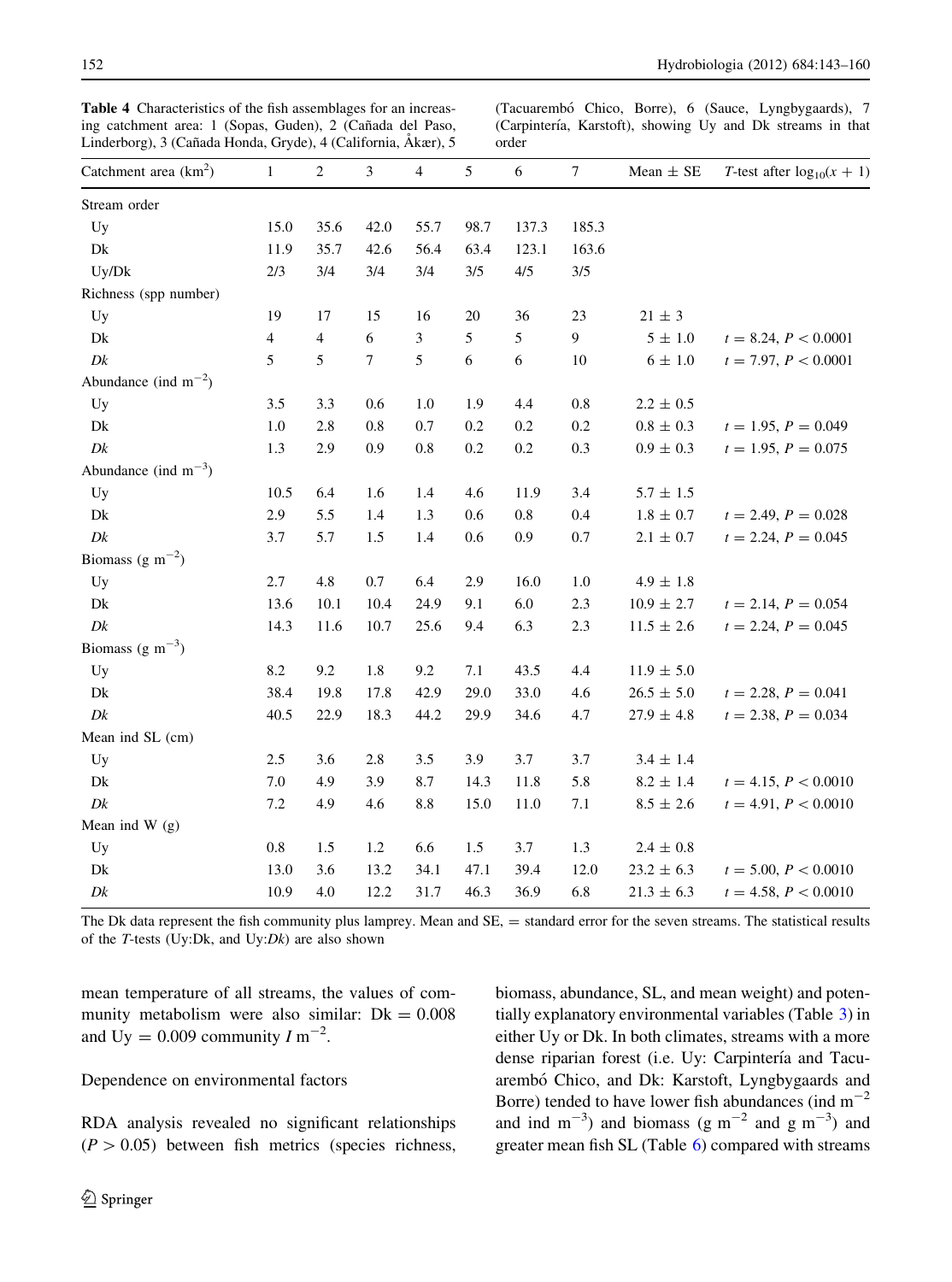**Table 4** Characteristics of the fish assemblages for an increasing catchment area: 1 (Sopas, Guden), 2 (Cañada del Paso, Linderborg), 3 (Cañada Honda, Gryde), 4 (California, Åkær), 5 (Tacuarembó Chico, Borre), 6 (Sauce, Lyngbygaards), 7 (Carpintería, Karstoft), showing Uy and Dk streams in that order

| Catchment area ($km^2$) | 1 | 2 | 3 | 4 | 5 | 6 | 7 | Mean ± SE | *T*-test after $\log_{10}(x + 1)$ |
|---|---|---|---|---|---|---|---|---|---|
| Stream order | | | | | | | | | |
| Uy | 15.0 | 35.6 | 42.0 | 55.7 | 98.7 | 137.3 | 185.3 | | |
| Dk | 11.9 | 35.7 | 42.6 | 56.4 | 63.4 | 123.1 | 163.6 | | |
| Uy/Dk | 2/3 | 3/4 | 3/4 | 3/4 | 3/5 | 4/5 | 3/5 | | |
| Richness (spp number) | | | | | | | | | |
| Uy | 19 | 17 | 15 | 16 | 20 | 36 | 23 | 21 ± 3 | |
| Dk | 4 | 4 | 6 | 3 | 5 | 5 | 9 | 5 ± 1.0 | $t = 8.24$, $P < 0.0001$ |
| *Dk* | 5 | 5 | 7 | 5 | 6 | 6 | 10 | 6 ± 1.0 | $t = 7.97$, $P < 0.0001$ |
| Abundance (ind $m^{-2}$) | | | | | | | | | |
| Uy | 3.5 | 3.3 | 0.6 | 1.0 | 1.9 | 4.4 | 0.8 | 2.2 ± 0.5 | |
| Dk | 1.0 | 2.8 | 0.8 | 0.7 | 0.2 | 0.2 | 0.2 | 0.8 ± 0.3 | $t = 1.95$, $P = 0.049$ |
| *Dk* | 1.3 | 2.9 | 0.9 | 0.8 | 0.2 | 0.2 | 0.3 | 0.9 ± 0.3 | $t = 1.95$, $P = 0.075$ |
| Abundance (ind $m^{-3}$) | | | | | | | | | |
| Uy | 10.5 | 6.4 | 1.6 | 1.4 | 4.6 | 11.9 | 3.4 | 5.7 ± 1.5 | |
| Dk | 2.9 | 5.5 | 1.4 | 1.3 | 0.6 | 0.8 | 0.4 | 1.8 ± 0.7 | $t = 2.49$, $P = 0.028$ |
| *Dk* | 3.7 | 5.7 | 1.5 | 1.4 | 0.6 | 0.9 | 0.7 | 2.1 ± 0.7 | $t = 2.24$, $P = 0.045$ |
| Biomass (g $m^{-2}$) | | | | | | | | | |
| Uy | 2.7 | 4.8 | 0.7 | 6.4 | 2.9 | 16.0 | 1.0 | 4.9 ± 1.8 | |
| Dk | 13.6 | 10.1 | 10.4 | 24.9 | 9.1 | 6.0 | 2.3 | 10.9 ± 2.7 | $t = 2.14$, $P = 0.054$ |
| *Dk* | 14.3 | 11.6 | 10.7 | 25.6 | 9.4 | 6.3 | 2.3 | 11.5 ± 2.6 | $t = 2.24$, $P = 0.045$ |
| Biomass (g $m^{-3}$) | | | | | | | | | |
| Uy | 8.2 | 9.2 | 1.8 | 9.2 | 7.1 | 43.5 | 4.4 | 11.9 ± 5.0 | |
| Dk | 38.4 | 19.8 | 17.8 | 42.9 | 29.0 | 33.0 | 4.6 | 26.5 ± 5.0 | $t = 2.28$, $P = 0.041$ |
| *Dk* | 40.5 | 22.9 | 18.3 | 44.2 | 29.9 | 34.6 | 4.7 | 27.9 ± 4.8 | $t = 2.38$, $P = 0.034$ |
| Mean ind SL (cm) | | | | | | | | | |
| Uy | 2.5 | 3.6 | 2.8 | 3.5 | 3.9 | 3.7 | 3.7 | 3.4 ± 1.4 | |
| Dk | 7.0 | 4.9 | 3.9 | 8.7 | 14.3 | 11.8 | 5.8 | 8.2 ± 1.4 | $t = 4.15$, $P < 0.0010$ |
| *Dk* | 7.2 | 4.9 | 4.6 | 8.8 | 15.0 | 11.0 | 7.1 | 8.5 ± 2.6 | $t = 4.91$, $P < 0.0010$ |
| Mean ind W (g) | | | | | | | | | |
| Uy | 0.8 | 1.5 | 1.2 | 6.6 | 1.5 | 3.7 | 1.3 | 2.4 ± 0.8 | |
| Dk | 13.0 | 3.6 | 13.2 | 34.1 | 47.1 | 39.4 | 12.0 | 23.2 ± 6.3 | $t = 5.00$, $P < 0.0010$ |
| *Dk* | 10.9 | 4.0 | 12.2 | 31.7 | 46.3 | 36.9 | 6.8 | 21.3 ± 6.3 | $t = 4.58$, $P < 0.0010$ |

The Dk data represent the fish community plus lamprey. Mean and SE, = standard error for the seven streams. The statistical results of the *T*-tests (Uy:Dk, and Uy:*Dk*) are also shown

mean temperature of all streams, the values of community metabolism were also similar: Dk = 0.008 and Uy = 0.009 community $I\ m^{-2}$.

## Dependence on environmental factors

RDA analysis revealed no significant relationships ($P > 0.05$) between fish metrics (species richness, biomass, abundance, SL, and mean weight) and potentially explanatory environmental variables (Table 3) in either Uy or Dk. In both climates, streams with a more dense riparian forest (i.e. Uy: Carpintería and Tacuarembó Chico, and Dk: Karstoft, Lyngbygaards and Borre) tended to have lower fish abundances (ind $m^{-2}$ and ind $m^{-3}$) and biomass (g $m^{-2}$ and g $m^{-3}$) and greater mean fish SL (Table 6) compared with streams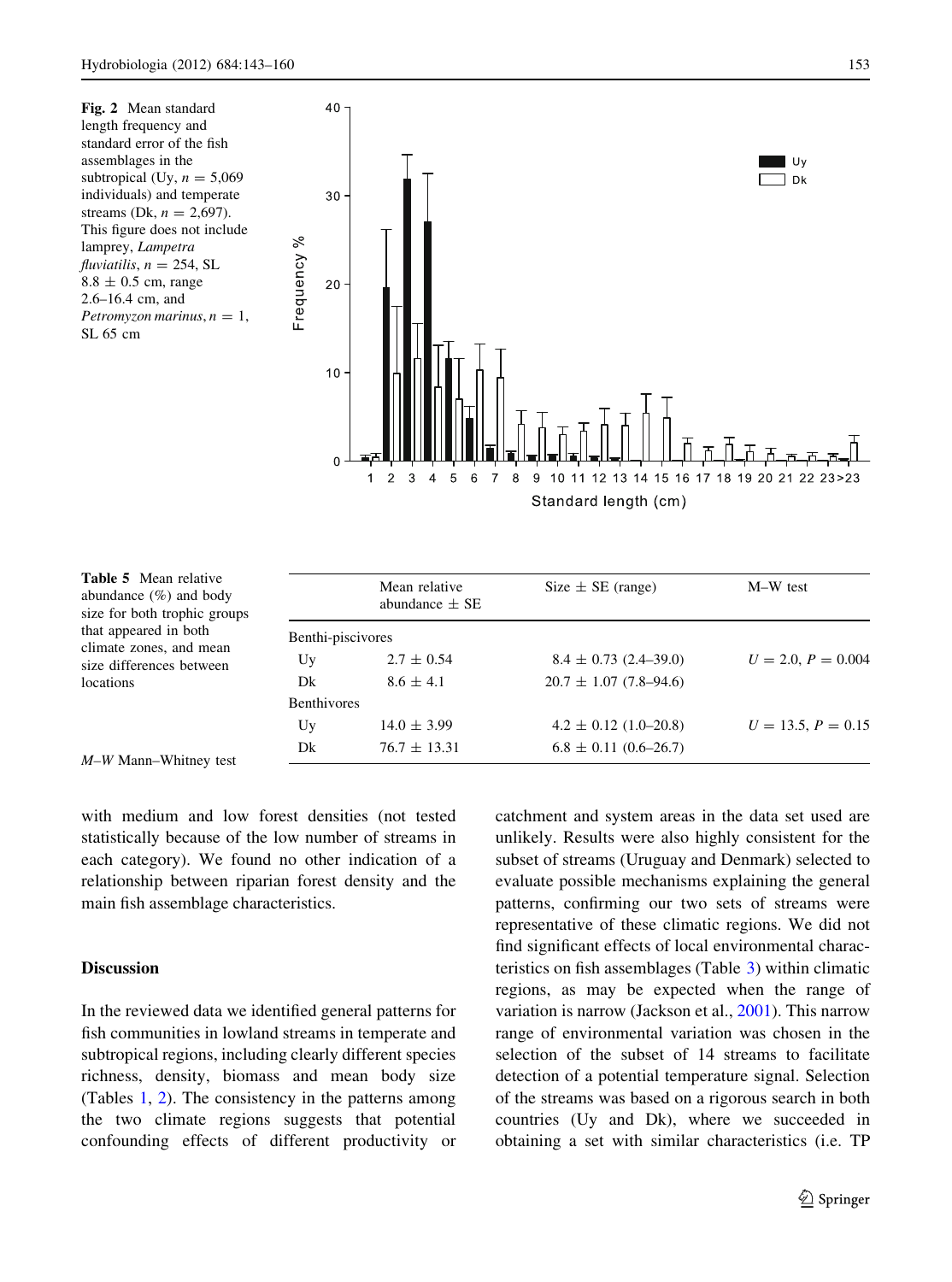**Fig. 2** Mean standard length frequency and standard error of the fish assemblages in the subtropical (Uy, $n = 5{,}069$ individuals) and temperate streams (Dk, $n = 2{,}697$). This figure does not include lamprey, *Lampetra fluviatilis*, $n = 254$, SL $8.8 \pm 0.5$ cm, range 2.6–16.4 cm, and *Petromyzon marinus*, $n = 1$, SL 65 cm

**Table 5** Mean relative abundance (%) and body size for both trophic groups that appeared in both climate zones, and mean size differences between locations

| | Mean relative abundance ± SE | Size ± SE (range) | M–W test |
|---|---|---|---|
| Benthi-piscivores | | | |
| Uy | 2.7 ± 0.54 | 8.4 ± 0.73 (2.4–39.0) | $U = 2.0$, $P = 0.004$ |
| Dk | 8.6 ± 4.1 | 20.7 ± 1.07 (7.8–94.6) | |
| Benthivores | | | |
| Uy | 14.0 ± 3.99 | 4.2 ± 0.12 (1.0–20.8) | $U = 13.5$, $P = 0.15$ |
| Dk | 76.7 ± 13.31 | 6.8 ± 0.11 (0.6–26.7) | |

*M–W* Mann–Whitney test

with medium and low forest densities (not tested statistically because of the low number of streams in each category). We found no other indication of a relationship between riparian forest density and the main fish assemblage characteristics.

## Discussion

In the reviewed data we identified general patterns for fish communities in lowland streams in temperate and subtropical regions, including clearly different species richness, density, biomass and mean body size (Tables 1, 2). The consistency in the patterns among the two climate regions suggests that potential confounding effects of different productivity or catchment and system areas in the data set used are unlikely. Results were also highly consistent for the subset of streams (Uruguay and Denmark) selected to evaluate possible mechanisms explaining the general patterns, confirming our two sets of streams were representative of these climatic regions. We did not find significant effects of local environmental characteristics on fish assemblages (Table 3) within climatic regions, as may be expected when the range of variation is narrow (Jackson et al., 2001). This narrow range of environmental variation was chosen in the selection of the subset of 14 streams to facilitate detection of a potential temperature signal. Selection of the streams was based on a rigorous search in both countries (Uy and Dk), where we succeeded in obtaining a set with similar characteristics (i.e. TP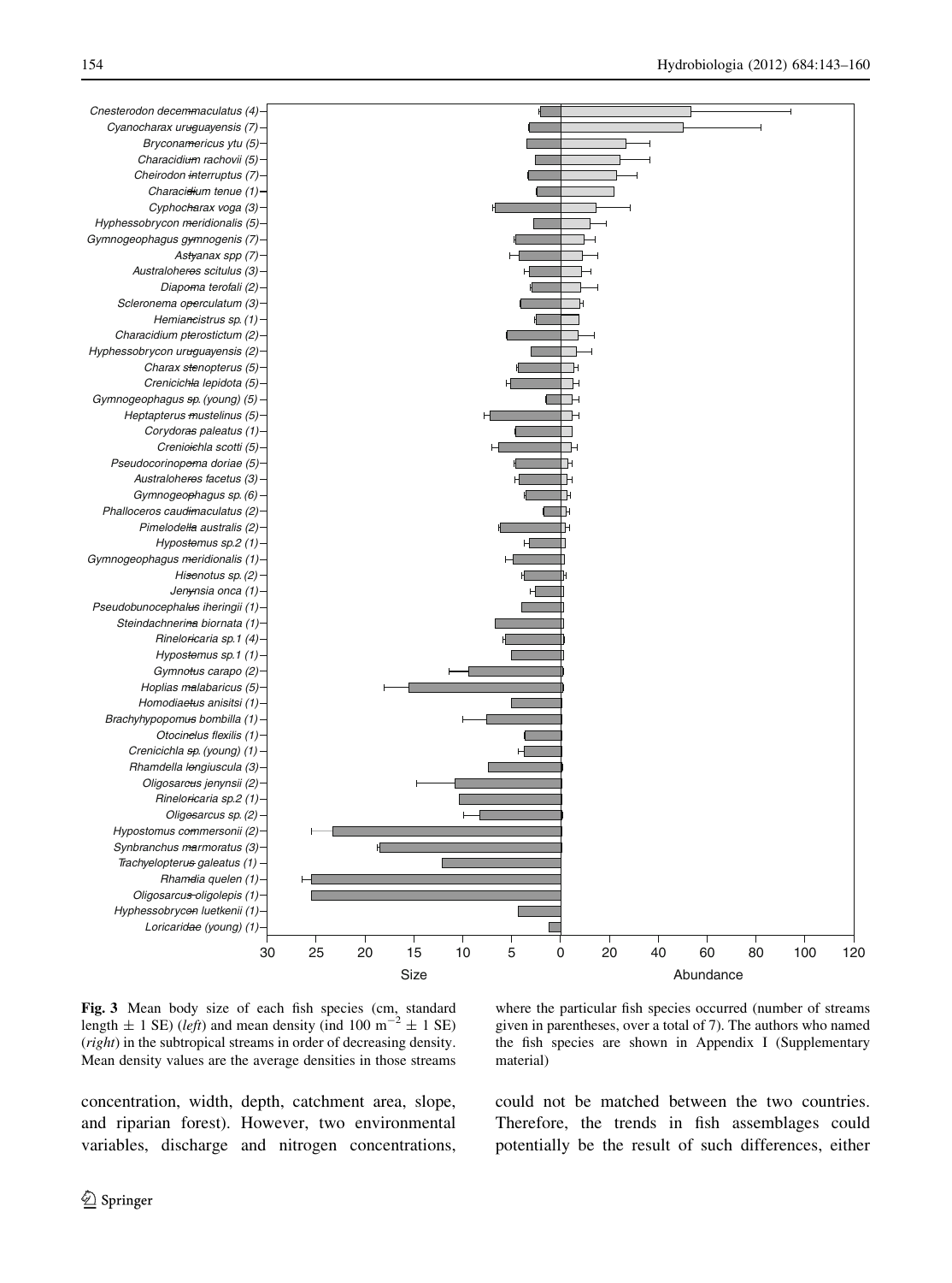Fig. 3 Mean body size of each fish species (cm, standard length ± 1 SE) (*left*) and mean density (ind 100 $m^{-2}$ ± 1 SE) (*right*) in the subtropical streams in order of decreasing density. Mean density values are the average densities in those streams where the particular fish species occurred (number of streams given in parentheses, over a total of 7). The authors who named the fish species are shown in Appendix I (Supplementary material)

concentration, width, depth, catchment area, slope, and riparian forest). However, two environmental variables, discharge and nitrogen concentrations, could not be matched between the two countries. Therefore, the trends in fish assemblages could potentially be the result of such differences, either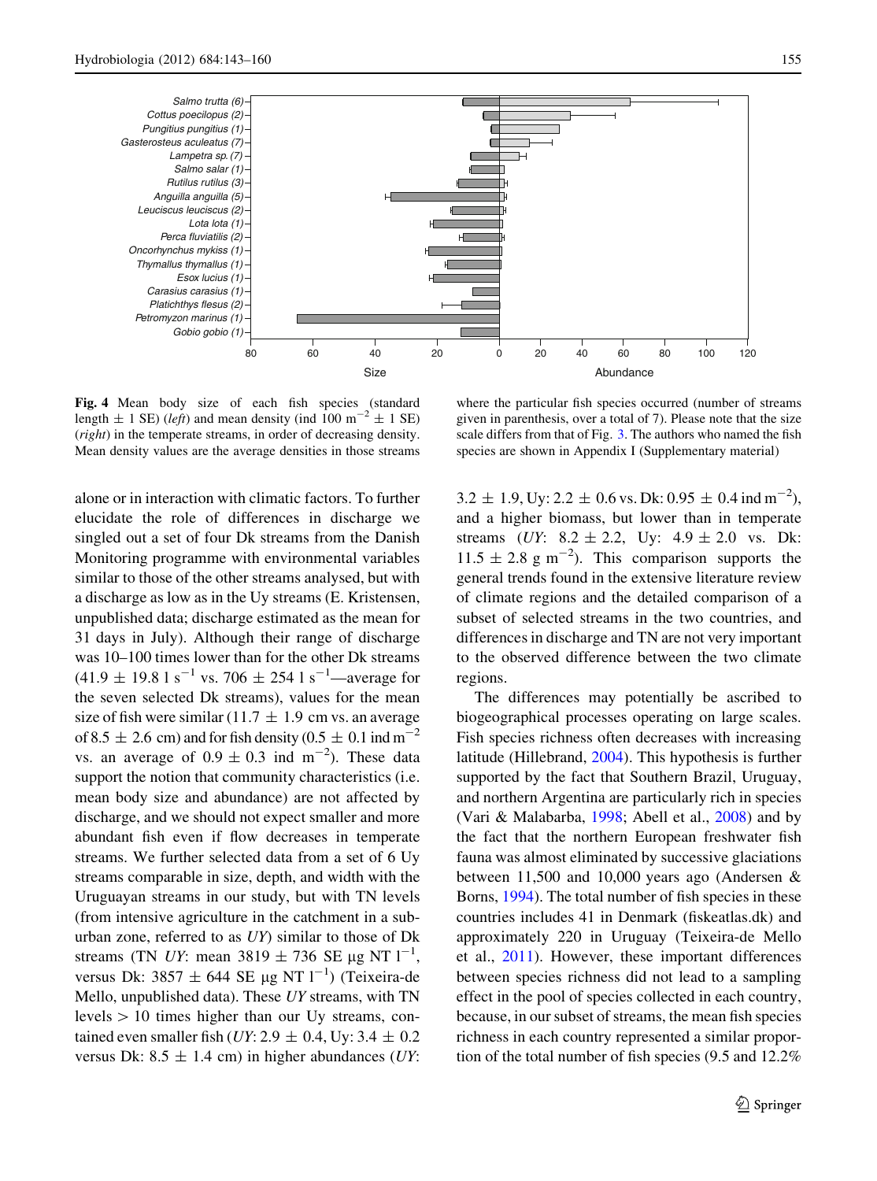**Fig. 4** Mean body size of each fish species (standard length ± 1 SE) (*left*) and mean density (ind 100 $m^{-2}$ ± 1 SE) (*right*) in the temperate streams, in order of decreasing density. Mean density values are the average densities in those streams where the particular fish species occurred (number of streams given in parenthesis, over a total of 7). Please note that the size scale differs from that of Fig. 3. The authors who named the fish species are shown in Appendix I (Supplementary material)

alone or in interaction with climatic factors. To further elucidate the role of differences in discharge we singled out a set of four Dk streams from the Danish Monitoring programme with environmental variables similar to those of the other streams analysed, but with a discharge as low as in the Uy streams (E. Kristensen, unpublished data; discharge estimated as the mean for 31 days in July). Although their range of discharge was 10–100 times lower than for the other Dk streams (41.9 ± 19.8 l $s^{-1}$ vs. 706 ± 254 l $s^{-1}$—average for the seven selected Dk streams), values for the mean size of fish were similar (11.7 ± 1.9 cm vs. an average of 8.5 ± 2.6 cm) and for fish density (0.5 ± 0.1 ind $m^{-2}$ vs. an average of 0.9 ± 0.3 ind $m^{-2}$). These data support the notion that community characteristics (i.e. mean body size and abundance) are not affected by discharge, and we should not expect smaller and more abundant fish even if flow decreases in temperate streams. We further selected data from a set of 6 Uy streams comparable in size, depth, and width with the Uruguayan streams in our study, but with TN levels (from intensive agriculture in the catchment in a sub-urban zone, referred to as *UY*) similar to those of Dk streams (TN *UY*: mean 3819 ± 736 SE μg NT $l^{-1}$, versus Dk: 3857 ± 644 SE μg NT $l^{-1}$) (Teixeira-de Mello, unpublished data). These *UY* streams, with TN levels > 10 times higher than our Uy streams, contained even smaller fish (*UY*: 2.9 ± 0.4, Uy: 3.4 ± 0.2 versus Dk: 8.5 ± 1.4 cm) in higher abundances (*UY*: 3.2 ± 1.9, Uy: 2.2 ± 0.6 vs. Dk: 0.95 ± 0.4 ind $m^{-2}$), and a higher biomass, but lower than in temperate streams (*UY*: 8.2 ± 2.2, Uy: 4.9 ± 2.0 vs. Dk: 11.5 ± 2.8 g $m^{-2}$). This comparison supports the general trends found in the extensive literature review of climate regions and the detailed comparison of a subset of selected streams in the two countries, and differences in discharge and TN are not very important to the observed difference between the two climate regions.

The differences may potentially be ascribed to biogeographical processes operating on large scales. Fish species richness often decreases with increasing latitude (Hillebrand, 2004). This hypothesis is further supported by the fact that Southern Brazil, Uruguay, and northern Argentina are particularly rich in species (Vari & Malabarba, 1998; Abell et al., 2008) and by the fact that the northern European freshwater fish fauna was almost eliminated by successive glaciations between 11,500 and 10,000 years ago (Andersen & Borns, 1994). The total number of fish species in these countries includes 41 in Denmark (fiskeatlas.dk) and approximately 220 in Uruguay (Teixeira-de Mello et al., 2011). However, these important differences between species richness did not lead to a sampling effect in the pool of species collected in each country, because, in our subset of streams, the mean fish species richness in each country represented a similar proportion of the total number of fish species (9.5 and 12.2%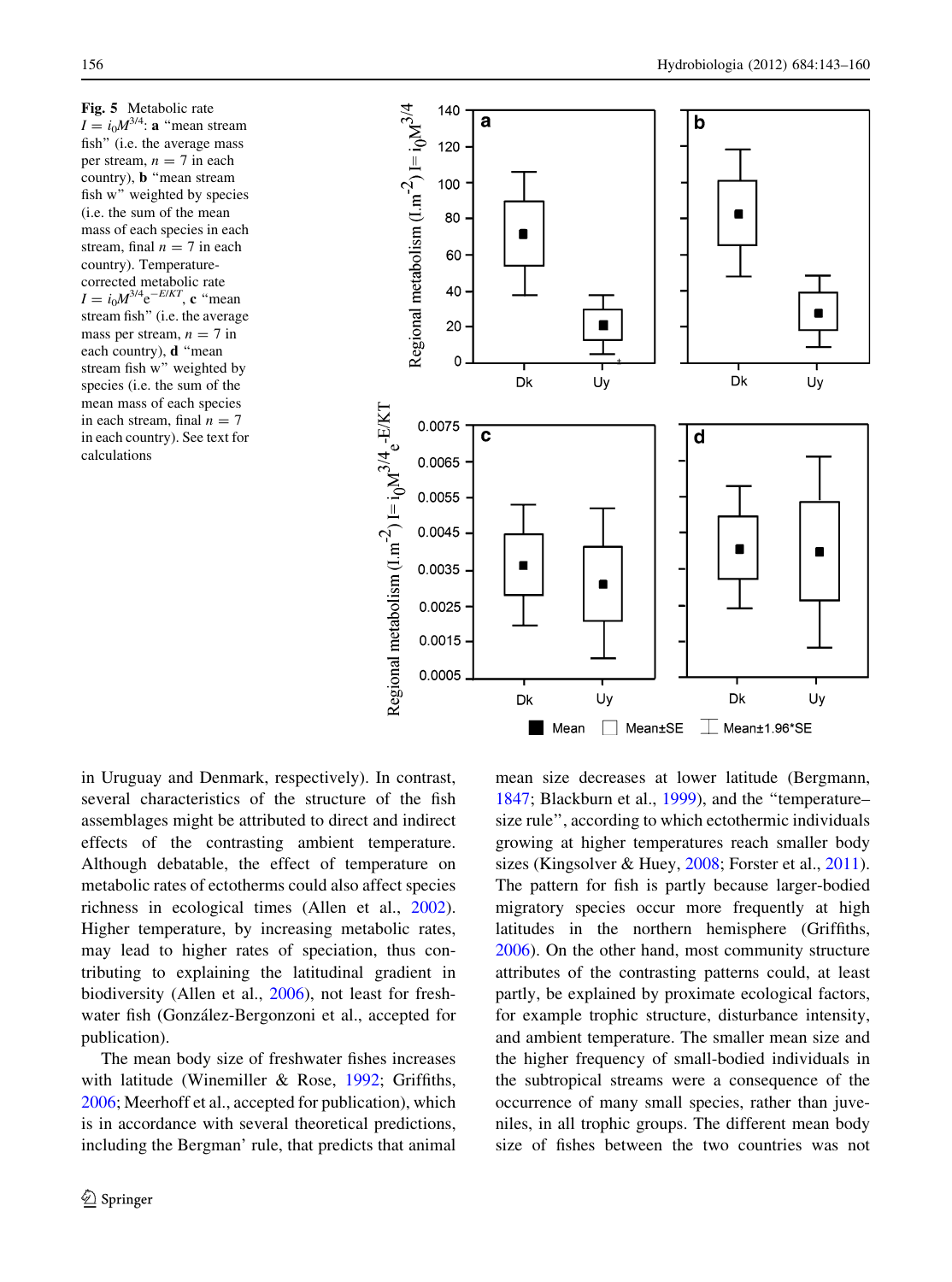Fig. 5 Metabolic rate $I = i_0M^{3/4}$: **a** "mean stream fish" (i.e. the average mass per stream, $n = 7$ in each country), **b** "mean stream fish w" weighted by species (i.e. the sum of the mean mass of each species in each stream, final $n = 7$ in each country). Temperature-corrected metabolic rate $I = i_0M^{3/4}e^{-E/KT}$, **c** "mean stream fish" (i.e. the average mass per stream, $n = 7$ in each country), **d** "mean stream fish w" weighted by species (i.e. the sum of the mean mass of each species in each stream, final $n = 7$ in each country). See text for calculations

in Uruguay and Denmark, respectively). In contrast, several characteristics of the structure of the fish assemblages might be attributed to direct and indirect effects of the contrasting ambient temperature. Although debatable, the effect of temperature on metabolic rates of ectotherms could also affect species richness in ecological times (Allen et al., 2002). Higher temperature, by increasing metabolic rates, may lead to higher rates of speciation, thus contributing to explaining the latitudinal gradient in biodiversity (Allen et al., 2006), not least for freshwater fish (González-Bergonzoni et al., accepted for publication).

The mean body size of freshwater fishes increases with latitude (Winemiller & Rose, 1992; Griffiths, 2006; Meerhoff et al., accepted for publication), which is in accordance with several theoretical predictions, including the Bergman' rule, that predicts that animal mean size decreases at lower latitude (Bergmann, 1847; Blackburn et al., 1999), and the "temperature–size rule", according to which ectothermic individuals growing at higher temperatures reach smaller body sizes (Kingsolver & Huey, 2008; Forster et al., 2011). The pattern for fish is partly because larger-bodied migratory species occur more frequently at high latitudes in the northern hemisphere (Griffiths, 2006). On the other hand, most community structure attributes of the contrasting patterns could, at least partly, be explained by proximate ecological factors, for example trophic structure, disturbance intensity, and ambient temperature. The smaller mean size and the higher frequency of small-bodied individuals in the subtropical streams were a consequence of the occurrence of many small species, rather than juveniles, in all trophic groups. The different mean body size of fishes between the two countries was not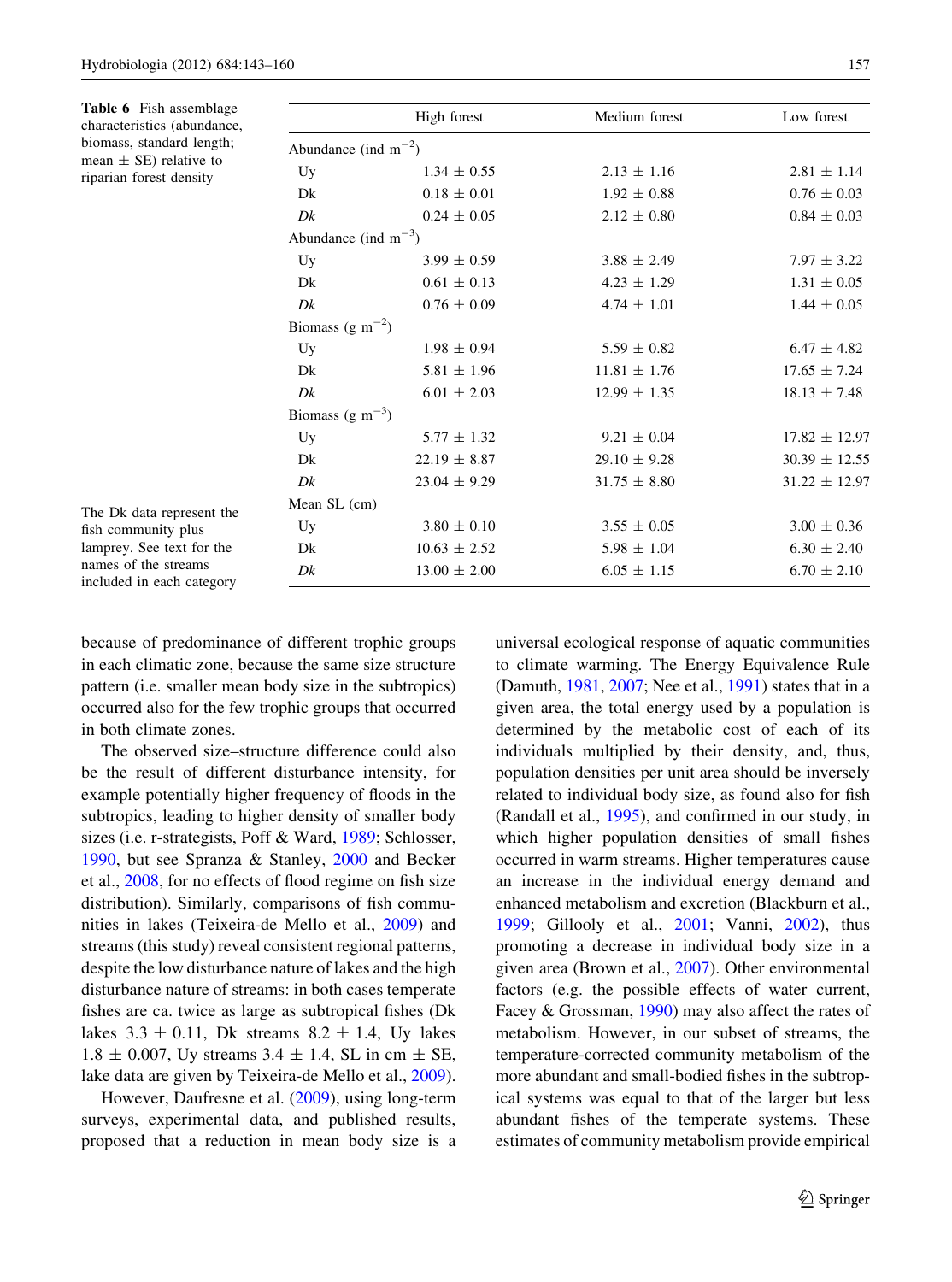**Table 6** Fish assemblage characteristics (abundance, biomass, standard length; mean ± SE) relative to riparian forest density

| | High forest | Medium forest | Low forest |
|---|---|---|---|
| Abundance (ind $m^{-2}$) | | | |
| Uy | 1.34 ± 0.55 | 2.13 ± 1.16 | 2.81 ± 1.14 |
| Dk | 0.18 ± 0.01 | 1.92 ± 0.88 | 0.76 ± 0.03 |
| *Dk* | 0.24 ± 0.05 | 2.12 ± 0.80 | 0.84 ± 0.03 |
| Abundance (ind $m^{-3}$) | | | |
| Uy | 3.99 ± 0.59 | 3.88 ± 2.49 | 7.97 ± 3.22 |
| Dk | 0.61 ± 0.13 | 4.23 ± 1.29 | 1.31 ± 0.05 |
| *Dk* | 0.76 ± 0.09 | 4.74 ± 1.01 | 1.44 ± 0.05 |
| Biomass (g $m^{-2}$) | | | |
| Uy | 1.98 ± 0.94 | 5.59 ± 0.82 | 6.47 ± 4.82 |
| Dk | 5.81 ± 1.96 | 11.81 ± 1.76 | 17.65 ± 7.24 |
| *Dk* | 6.01 ± 2.03 | 12.99 ± 1.35 | 18.13 ± 7.48 |
| Biomass (g $m^{-3}$) | | | |
| Uy | 5.77 ± 1.32 | 9.21 ± 0.04 | 17.82 ± 12.97 |
| Dk | 22.19 ± 8.87 | 29.10 ± 9.28 | 30.39 ± 12.55 |
| *Dk* | 23.04 ± 9.29 | 31.75 ± 8.80 | 31.22 ± 12.97 |
| Mean SL (cm) | | | |
| Uy | 3.80 ± 0.10 | 3.55 ± 0.05 | 3.00 ± 0.36 |
| Dk | 10.63 ± 2.52 | 5.98 ± 1.04 | 6.30 ± 2.40 |
| *Dk* | 13.00 ± 2.00 | 6.05 ± 1.15 | 6.70 ± 2.10 |

The Dk data represent the fish community plus lamprey. See text for the names of the streams included in each category

because of predominance of different trophic groups in each climatic zone, because the same size structure pattern (i.e. smaller mean body size in the subtropics) occurred also for the few trophic groups that occurred in both climate zones.

The observed size–structure difference could also be the result of different disturbance intensity, for example potentially higher frequency of floods in the subtropics, leading to higher density of smaller body sizes (i.e. r-strategists, Poff & Ward, 1989; Schlosser, 1990, but see Spranza & Stanley, 2000 and Becker et al., 2008, for no effects of flood regime on fish size distribution). Similarly, comparisons of fish communities in lakes (Teixeira-de Mello et al., 2009) and streams (this study) reveal consistent regional patterns, despite the low disturbance nature of lakes and the high disturbance nature of streams: in both cases temperate fishes are ca. twice as large as subtropical fishes (Dk lakes 3.3 ± 0.11, Dk streams 8.2 ± 1.4, Uy lakes 1.8 ± 0.007, Uy streams 3.4 ± 1.4, SL in cm ± SE, lake data are given by Teixeira-de Mello et al., 2009).

However, Daufresne et al. (2009), using long-term surveys, experimental data, and published results, proposed that a reduction in mean body size is a universal ecological response of aquatic communities to climate warming. The Energy Equivalence Rule (Damuth, 1981, 2007; Nee et al., 1991) states that in a given area, the total energy used by a population is determined by the metabolic cost of each of its individuals multiplied by their density, and, thus, population densities per unit area should be inversely related to individual body size, as found also for fish (Randall et al., 1995), and confirmed in our study, in which higher population densities of small fishes occurred in warm streams. Higher temperatures cause an increase in the individual energy demand and enhanced metabolism and excretion (Blackburn et al., 1999; Gillooly et al., 2001; Vanni, 2002), thus promoting a decrease in individual body size in a given area (Brown et al., 2007). Other environmental factors (e.g. the possible effects of water current, Facey & Grossman, 1990) may also affect the rates of metabolism. However, in our subset of streams, the temperature-corrected community metabolism of the more abundant and small-bodied fishes in the subtropical systems was equal to that of the larger but less abundant fishes of the temperate systems. These estimates of community metabolism provide empirical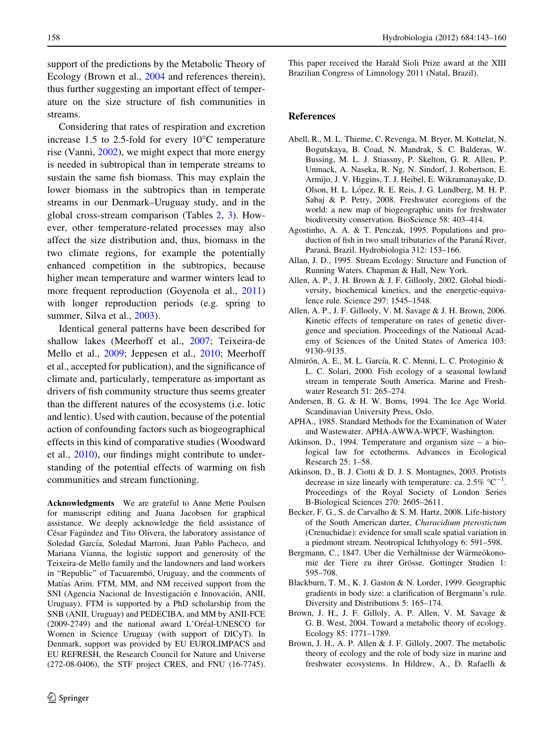support of the predictions by the Metabolic Theory of Ecology (Brown et al., 2004 and references therein), thus further suggesting an important effect of temperature on the size structure of fish communities in streams.

Considering that rates of respiration and excretion increase 1.5 to 2.5-fold for every 10°C temperature rise (Vanni, 2002), we might expect that more energy is needed in subtropical than in temperate streams to sustain the same fish biomass. This may explain the lower biomass in the subtropics than in temperate streams in our Denmark–Uruguay study, and in the global cross-stream comparison (Tables 2, 3). However, other temperature-related processes may also affect the size distribution and, thus, biomass in the two climate regions, for example the potentially enhanced competition in the subtropics, because higher mean temperature and warmer winters lead to more frequent reproduction (Goyenola et al., 2011) with longer reproduction periods (e.g. spring to summer, Silva et al., 2003).

Identical general patterns have been described for shallow lakes (Meerhoff et al., 2007; Teixeira-de Mello et al., 2009; Jeppesen et al., 2010; Meerhoff et al., accepted for publication), and the significance of climate and, particularly, temperature as important as drivers of fish community structure thus seems greater than the different natures of the ecosystems (i.e. lotic and lentic). Used with caution, because of the potential action of confounding factors such as biogeographical effects in this kind of comparative studies (Woodward et al., 2010), our findings might contribute to understanding of the potential effects of warming on fish communities and stream functioning.

**Acknowledgments** We are grateful to Anne Mette Poulsen for manuscript editing and Juana Jacobsen for graphical assistance. We deeply acknowledge the field assistance of César Fagúndez and Tito Olivera, the laboratory assistance of Soledad García, Soledad Marroni, Juan Pablo Pacheco, and Mariana Vianna, the logistic support and generosity of the Teixeira-de Mello family and the landowners and land workers in "Republic" of Tacuarembó, Uruguay, and the comments of Matías Arim. FTM, MM, and NM received support from the SNI (Agencia Nacional de Investigación e Innovación, ANII, Uruguay). FTM is supported by a PhD scholarship from the SNB (ANII, Uruguay) and PEDECIBA, and MM by ANII-FCE (2009-2749) and the national award L'Oréal-UNESCO for Women in Science Uruguay (with support of DICyT). In Denmark, support was provided by EU EUROLIMPACS and EU REFRESH, the Research Council for Nature and Universe (272-08-0406), the STF project CRES, and FNU (16-7745).

This paper received the Harald Sioli Prize award at the XIII Brazilian Congress of Limnology 2011 (Natal, Brazil).

## References

Abell, R., M. L. Thieme, C. Revenga, M. Bryer, M. Kottelat, N. Bogutskaya, B. Coad, N. Mandrak, S. C. Balderas, W. Bussing, M. L. J. Stiassny, P. Skelton, G. R. Allen, P. Unmack, A. Naseka, R. Ng, N. Sindorf, J. Robertson, E. Armijo, J. V. Higgins, T. J. Heibel, E. Wikramanayake, D. Olson, H. L. López, R. E. Reis, J. G. Lundberg, M. H. P. Sabaj & P. Petry, 2008. Freshwater ecoregions of the world: a new map of biogeographic units for freshwater biodiversity conservation. BioScience 58: 403–414.

Agostinho, A. A. & T. Penczak, 1995. Populations and production of fish in two small tributaries of the Paraná River, Paraná, Brazil. Hydrobiologia 312: 153–166.

Allan, J. D., 1995. Stream Ecology: Structure and Function of Running Waters. Chapman & Hall, New York.

Allen, A. P., J. H. Brown & J. F. Gillooly, 2002. Global biodiversity, biochemical kinetics, and the energetic-equivalence rule. Science 297: 1545–1548.

Allen, A. P., J. F. Gillooly, V. M. Savage & J. H. Brown, 2006. Kinetic effects of temperature on rates of genetic divergence and speciation. Proceedings of the National Academy of Sciences of the United States of America 103: 9130–9135.

Almirón, A. E., M. L. García, R. C. Menni, L. C. Protoginio & L. C. Solari, 2000. Fish ecology of a seasonal lowland stream in temperate South America. Marine and Freshwater Research 51: 265–274.

Andersen, B. G. & H. W. Borns, 1994. The Ice Age World. Scandinavian University Press, Oslo.

APHA., 1985. Standard Methods for the Examination of Water and Wastewater. APHA-AWWA-WPCF, Washington.

Atkinson, D., 1994. Temperature and organism size – a biological law for ectotherms. Advances in Ecological Research 25: 1–58.

Atkinson, D., B. J. Ciotti & D. J. S. Montagnes, 2003. Protists decrease in size linearly with temperature: ca. 2.5% $°C^{-1}$. Proceedings of the Royal Society of London Series B-Biological Sciences 270: 2605–2611.

Becker, F. G., S. de Carvalho & S. M. Hartz, 2008. Life-history of the South American darter, *Characidium pterostictum* (Crenuchidae): evidence for small scale spatial variation in a piedmont stream. Neotropical Ichthyology 6: 591–598.

Bergmann, C., 1847. Uber die Verhältnisse der Wärmeökonomie der Tiere zu ihrer Grösse. Gottinger Studien 1: 595–708.

Blackburn, T. M., K. J. Gaston & N. Lorder, 1999. Geographic gradients in body size: a clarification of Bergmann's rule. Diversity and Distributions 5: 165–174.

Brown, J. H., J. F. Gilloly, A. P. Allen, V. M. Savage & G. B. West, 2004. Toward a metabolic theory of ecology. Ecology 85: 1771–1789.

Brown, J. H., A. P. Allen & J. F. Gilloly, 2007. The metabolic theory of ecology and the role of body size in marine and freshwater ecosystems. In Hildrew, A., D. Rafaelli &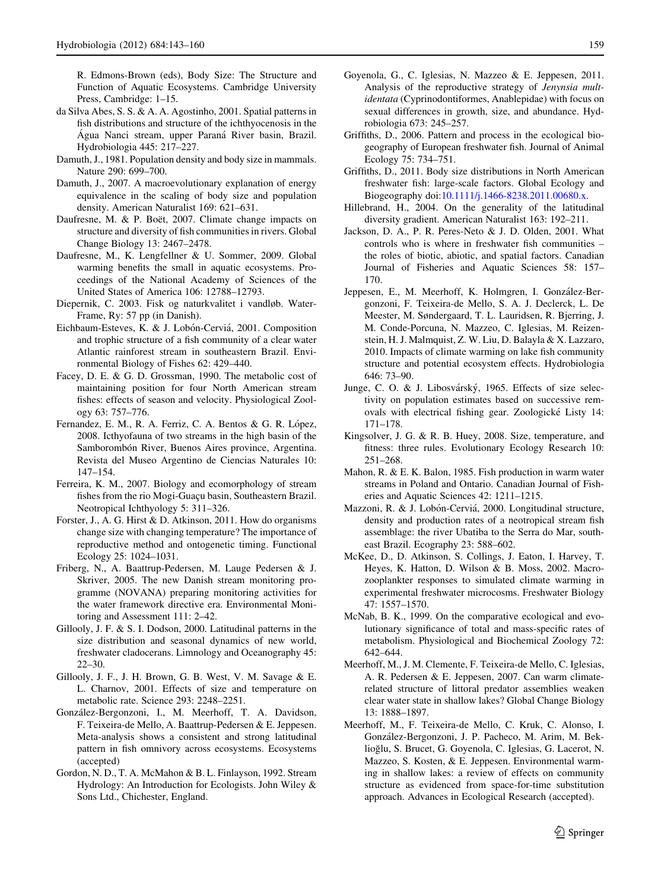R. Edmons-Brown (eds), Body Size: The Structure and Function of Aquatic Ecosystems. Cambridge University Press, Cambridge: 1–15.

da Silva Abes, S. S. & A. A. Agostinho, 2001. Spatial patterns in fish distributions and structure of the ichthyocenosis in the Água Nanci stream, upper Paraná River basin, Brazil. Hydrobiologia 445: 217–227.

Damuth, J., 1981. Population density and body size in mammals. Nature 290: 699–700.

Damuth, J., 2007. A macroevolutionary explanation of energy equivalence in the scaling of body size and population density. American Naturalist 169: 621–631.

Daufresne, M. & P. Boët, 2007. Climate change impacts on structure and diversity of fish communities in rivers. Global Change Biology 13: 2467–2478.

Daufresne, M., K. Lengfellner & U. Sommer, 2009. Global warming benefits the small in aquatic ecosystems. Proceedings of the National Academy of Sciences of the United States of America 106: 12788–12793.

Diepernik, C. 2003. Fisk og naturkvalitet i vandløb. Water-Frame, Ry: 57 pp (in Danish).

Eichbaum-Esteves, K. & J. Lobón-Cerviá, 2001. Composition and trophic structure of a fish community of a clear water Atlantic rainforest stream in southeastern Brazil. Environmental Biology of Fishes 62: 429–440.

Facey, D. E. & G. D. Grossman, 1990. The metabolic cost of maintaining position for four North American stream fishes: effects of season and velocity. Physiological Zoology 63: 757–776.

Fernandez, E. M., R. A. Ferriz, C. A. Bentos & G. R. López, 2008. Icthyofauna of two streams in the high basin of the Samborombón River, Buenos Aires province, Argentina. Revista del Museo Argentino de Ciencias Naturales 10: 147–154.

Ferreira, K. M., 2007. Biology and ecomorphology of stream fishes from the rio Mogi-Guaçu basin, Southeastern Brazil. Neotropical Ichthyology 5: 311–326.

Forster, J., A. G. Hirst & D. Atkinson, 2011. How do organisms change size with changing temperature? The importance of reproductive method and ontogenetic timing. Functional Ecology 25: 1024–1031.

Friberg, N., A. Baattrup-Pedersen, M. Lauge Pedersen & J. Skriver, 2005. The new Danish stream monitoring programme (NOVANA) preparing monitoring activities for the water framework directive era. Environmental Monitoring and Assessment 111: 2–42.

Gillooly, J. F. & S. I. Dodson, 2000. Latitudinal patterns in the size distribution and seasonal dynamics of new world, freshwater cladocerans. Limnology and Oceanography 45: 22–30.

Gillooly, J. F., J. H. Brown, G. B. West, V. M. Savage & E. L. Charnov, 2001. Effects of size and temperature on metabolic rate. Science 293: 2248–2251.

González-Bergonzoni, I., M. Meerhoff, T. A. Davidson, F. Teixeira-de Mello, A. Baattrup-Pedersen & E. Jeppesen. Meta-analysis shows a consistent and strong latitudinal pattern in fish omnivory across ecosystems. Ecosystems (accepted)

Gordon, N. D., T. A. McMahon & B. L. Finlayson, 1992. Stream Hydrology: An Introduction for Ecologists. John Wiley & Sons Ltd., Chichester, England.

Goyenola, G., C. Iglesias, N. Mazzeo & E. Jeppesen, 2011. Analysis of the reproductive strategy of *Jenynsia multidentata* (Cyprinodontiformes, Anablepidae) with focus on sexual differences in growth, size, and abundance. Hydrobiologia 673: 245–257.

Griffiths, D., 2006. Pattern and process in the ecological biogeography of European freshwater fish. Journal of Animal Ecology 75: 734–751.

Griffiths, D., 2011. Body size distributions in North American freshwater fish: large-scale factors. Global Ecology and Biogeography doi:10.1111/j.1466-8238.2011.00680.x.

Hillebrand, H., 2004. On the generality of the latitudinal diversity gradient. American Naturalist 163: 192–211.

Jackson, D. A., P. R. Peres-Neto & J. D. Olden, 2001. What controls who is where in freshwater fish communities – the roles of biotic, abiotic, and spatial factors. Canadian Journal of Fisheries and Aquatic Sciences 58: 157–170.

Jeppesen, E., M. Meerhoff, K. Holmgren, I. González-Bergonzoni, F. Teixeira-de Mello, S. A. J. Declerck, L. De Meester, M. Søndergaard, T. L. Lauridsen, R. Bjerring, J. M. Conde-Porcuna, N. Mazzeo, C. Iglesias, M. Reizenstein, H. J. Malmquist, Z. W. Liu, D. Balayla & X. Lazzaro, 2010. Impacts of climate warming on lake fish community structure and potential ecosystem effects. Hydrobiologia 646: 73–90.

Junge, C. O. & J. Libosvárský, 1965. Effects of size selectivity on population estimates based on successive removals with electrical fishing gear. Zoologické Listy 14: 171–178.

Kingsolver, J. G. & R. B. Huey, 2008. Size, temperature, and fitness: three rules. Evolutionary Ecology Research 10: 251–268.

Mahon, R. & E. K. Balon, 1985. Fish production in warm water streams in Poland and Ontario. Canadian Journal of Fisheries and Aquatic Sciences 42: 1211–1215.

Mazzoni, R. & J. Lobón-Cerviá, 2000. Longitudinal structure, density and production rates of a neotropical stream fish assemblage: the river Ubatiba to the Serra do Mar, southeast Brazil. Ecography 23: 588–602.

McKee, D., D. Atkinson, S. Collings, J. Eaton, I. Harvey, T. Heyes, K. Hatton, D. Wilson & B. Moss, 2002. Macro-zooplankter responses to simulated climate warming in experimental freshwater microcosms. Freshwater Biology 47: 1557–1570.

McNab, B. K., 1999. On the comparative ecological and evolutionary significance of total and mass-specific rates of metabolism. Physiological and Biochemical Zoology 72: 642–644.

Meerhoff, M., J. M. Clemente, F. Teixeira-de Mello, C. Iglesias, A. R. Pedersen & E. Jeppesen, 2007. Can warm climate-related structure of littoral predator assemblies weaken clear water state in shallow lakes? Global Change Biology 13: 1888–1897.

Meerhoff, M., F. Teixeira-de Mello, C. Kruk, C. Alonso, I. González-Bergonzoni, J. P. Pacheco, M. Arim, M. Beklioğlu, S. Brucet, G. Goyenola, C. Iglesias, G. Lacerot, N. Mazzeo, S. Kosten, & E. Jeppesen. Environmental warming in shallow lakes: a review of effects on community structure as evidenced from space-for-time substitution approach. Advances in Ecological Research (accepted).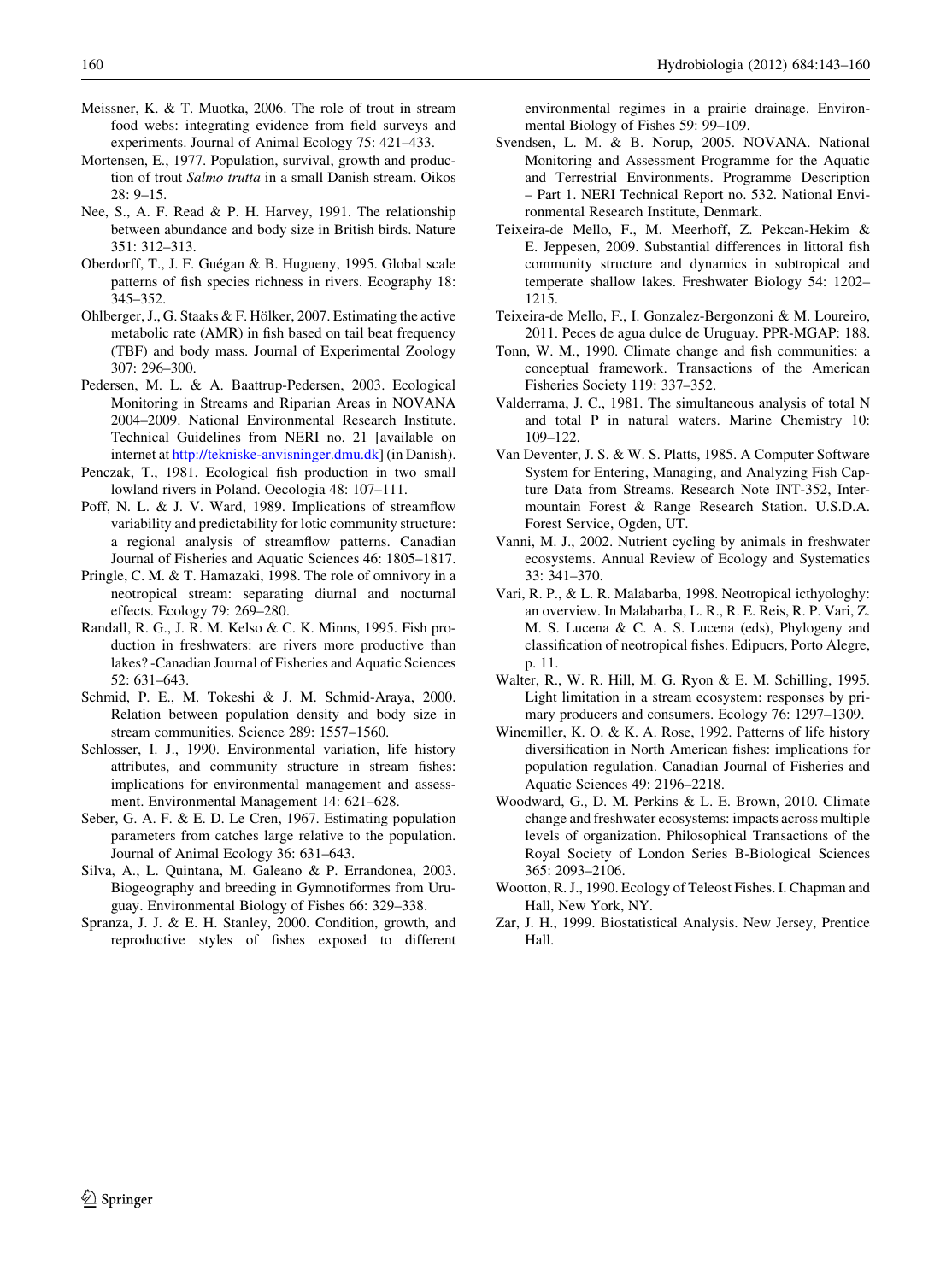Meissner, K. & T. Muotka, 2006. The role of trout in stream food webs: integrating evidence from field surveys and experiments. Journal of Animal Ecology 75: 421–433.

Mortensen, E., 1977. Population, survival, growth and production of trout *Salmo trutta* in a small Danish stream. Oikos 28: 9–15.

Nee, S., A. F. Read & P. H. Harvey, 1991. The relationship between abundance and body size in British birds. Nature 351: 312–313.

Oberdorff, T., J. F. Guégan & B. Hugueny, 1995. Global scale patterns of fish species richness in rivers. Ecography 18: 345–352.

Ohlberger, J., G. Staaks & F. Hölker, 2007. Estimating the active metabolic rate (AMR) in fish based on tail beat frequency (TBF) and body mass. Journal of Experimental Zoology 307: 296–300.

Pedersen, M. L. & A. Baattrup-Pedersen, 2003. Ecological Monitoring in Streams and Riparian Areas in NOVANA 2004–2009. National Environmental Research Institute. Technical Guidelines from NERI no. 21 [available on internet at http://tekniske-anvisninger.dmu.dk] (in Danish).

Penczak, T., 1981. Ecological fish production in two small lowland rivers in Poland. Oecologia 48: 107–111.

Poff, N. L. & J. V. Ward, 1989. Implications of streamflow variability and predictability for lotic community structure: a regional analysis of streamflow patterns. Canadian Journal of Fisheries and Aquatic Sciences 46: 1805–1817.

Pringle, C. M. & T. Hamazaki, 1998. The role of omnivory in a neotropical stream: separating diurnal and nocturnal effects. Ecology 79: 269–280.

Randall, R. G., J. R. M. Kelso & C. K. Minns, 1995. Fish production in freshwaters: are rivers more productive than lakes? -Canadian Journal of Fisheries and Aquatic Sciences 52: 631–643.

Schmid, P. E., M. Tokeshi & J. M. Schmid-Araya, 2000. Relation between population density and body size in stream communities. Science 289: 1557–1560.

Schlosser, I. J., 1990. Environmental variation, life history attributes, and community structure in stream fishes: implications for environmental management and assessment. Environmental Management 14: 621–628.

Seber, G. A. F. & E. D. Le Cren, 1967. Estimating population parameters from catches large relative to the population. Journal of Animal Ecology 36: 631–643.

Silva, A., L. Quintana, M. Galeano & P. Errandonea, 2003. Biogeography and breeding in Gymnotiformes from Uruguay. Environmental Biology of Fishes 66: 329–338.

Spranza, J. J. & E. H. Stanley, 2000. Condition, growth, and reproductive styles of fishes exposed to different environmental regimes in a prairie drainage. Environmental Biology of Fishes 59: 99–109.

Svendsen, L. M. & B. Norup, 2005. NOVANA. National Monitoring and Assessment Programme for the Aquatic and Terrestrial Environments. Programme Description – Part 1. NERI Technical Report no. 532. National Environmental Research Institute, Denmark.

Teixeira-de Mello, F., M. Meerhoff, Z. Pekcan-Hekim & E. Jeppesen, 2009. Substantial differences in littoral fish community structure and dynamics in subtropical and temperate shallow lakes. Freshwater Biology 54: 1202–1215.

Teixeira-de Mello, F., I. Gonzalez-Bergonzoni & M. Loureiro, 2011. Peces de agua dulce de Uruguay. PPR-MGAP: 188.

Tonn, W. M., 1990. Climate change and fish communities: a conceptual framework. Transactions of the American Fisheries Society 119: 337–352.

Valderrama, J. C., 1981. The simultaneous analysis of total N and total P in natural waters. Marine Chemistry 10: 109–122.

Van Deventer, J. S. & W. S. Platts, 1985. A Computer Software System for Entering, Managing, and Analyzing Fish Capture Data from Streams. Research Note INT-352, Intermountain Forest & Range Research Station. U.S.D.A. Forest Service, Ogden, UT.

Vanni, M. J., 2002. Nutrient cycling by animals in freshwater ecosystems. Annual Review of Ecology and Systematics 33: 341–370.

Vari, R. P., & L. R. Malabarba, 1998. Neotropical icthyologhy: an overview. In Malabarba, L. R., R. E. Reis, R. P. Vari, Z. M. S. Lucena & C. A. S. Lucena (eds), Phylogeny and classification of neotropical fishes. Edipucrs, Porto Alegre, p. 11.

Walter, R., W. R. Hill, M. G. Ryon & E. M. Schilling, 1995. Light limitation in a stream ecosystem: responses by primary producers and consumers. Ecology 76: 1297–1309.

Winemiller, K. O. & K. A. Rose, 1992. Patterns of life history diversification in North American fishes: implications for population regulation. Canadian Journal of Fisheries and Aquatic Sciences 49: 2196–2218.

Woodward, G., D. M. Perkins & L. E. Brown, 2010. Climate change and freshwater ecosystems: impacts across multiple levels of organization. Philosophical Transactions of the Royal Society of London Series B-Biological Sciences 365: 2093–2106.

Wootton, R. J., 1990. Ecology of Teleost Fishes. I. Chapman and Hall, New York, NY.

Zar, J. H., 1999. Biostatistical Analysis. New Jersey, Prentice Hall.